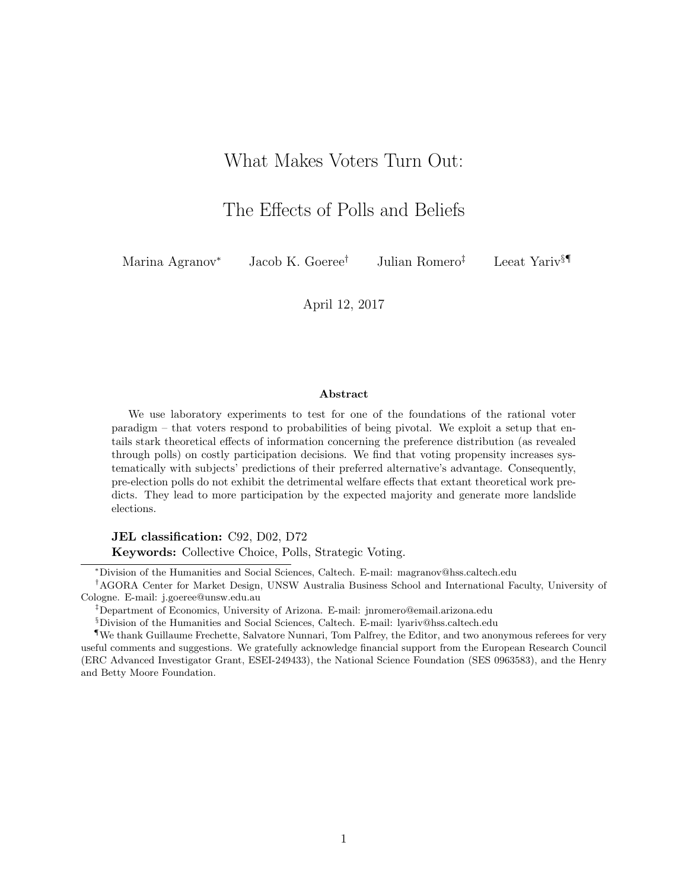# What Makes Voters Turn Out:

# The Effects of Polls and Beliefs

Marina Agranov[*] Jacob K. Goeree[†] Julian Romero[‡] Leeat Yariv[§¶]

April 12, 2017

## Abstract

We use laboratory experiments to test for one of the foundations of the rational voter paradigm – that voters respond to probabilities of being pivotal. We exploit a setup that entails stark theoretical effects of information concerning the preference distribution (as revealed through polls) on costly participation decisions. We find that voting propensity increases systematically with subjects' predictions of their preferred alternative's advantage. Consequently, pre-election polls do not exhibit the detrimental welfare effects that extant theoretical work predicts. They lead to more participation by the expected majority and generate more landslide elections.

**JEL classification:** C92, D02, D72

**Keywords:** Collective Choice, Polls, Strategic Voting.

---

[*] Division of the Humanities and Social Sciences, Caltech. E-mail: magranov@hss.caltech.edu

[†] AGORA Center for Market Design, UNSW Australia Business School and International Faculty, University of Cologne. E-mail: j.goeree@unsw.edu.au

[‡] Department of Economics, University of Arizona. E-mail: jnromero@email.arizona.edu

[§] Division of the Humanities and Social Sciences, Caltech. E-mail: lyariv@hss.caltech.edu

[¶] We thank Guillaume Frechette, Salvatore Nunnari, Tom Palfrey, the Editor, and two anonymous referees for very useful comments and suggestions. We gratefully acknowledge financial support from the European Research Council (ERC Advanced Investigator Grant, ESEI-249433), the National Science Foundation (SES 0963583), and the Henry and Betty Moore Foundation.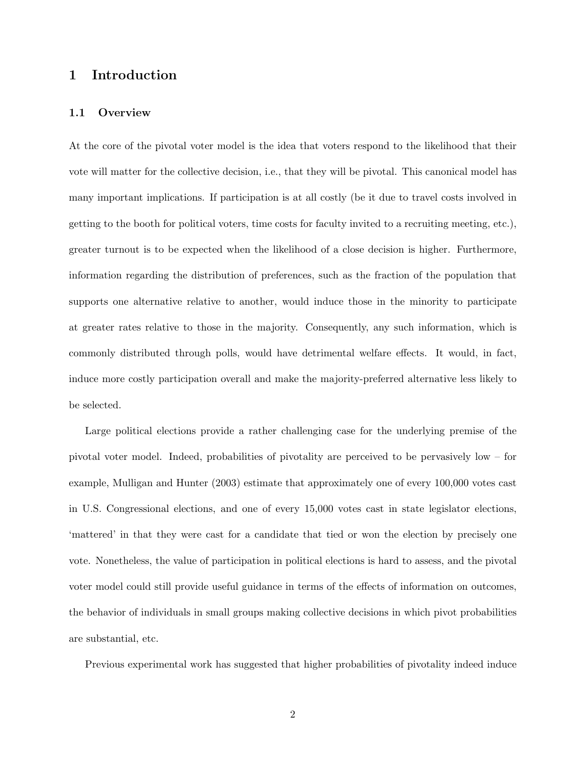# 1 Introduction

## 1.1 Overview

At the core of the pivotal voter model is the idea that voters respond to the likelihood that their vote will matter for the collective decision, i.e., that they will be pivotal. This canonical model has many important implications. If participation is at all costly (be it due to travel costs involved in getting to the booth for political voters, time costs for faculty invited to a recruiting meeting, etc.), greater turnout is to be expected when the likelihood of a close decision is higher. Furthermore, information regarding the distribution of preferences, such as the fraction of the population that supports one alternative relative to another, would induce those in the minority to participate at greater rates relative to those in the majority. Consequently, any such information, which is commonly distributed through polls, would have detrimental welfare effects. It would, in fact, induce more costly participation overall and make the majority-preferred alternative less likely to be selected.

Large political elections provide a rather challenging case for the underlying premise of the pivotal voter model. Indeed, probabilities of pivotality are perceived to be pervasively low – for example, Mulligan and Hunter (2003) estimate that approximately one of every 100,000 votes cast in U.S. Congressional elections, and one of every 15,000 votes cast in state legislator elections, 'mattered' in that they were cast for a candidate that tied or won the election by precisely one vote. Nonetheless, the value of participation in political elections is hard to assess, and the pivotal voter model could still provide useful guidance in terms of the effects of information on outcomes, the behavior of individuals in small groups making collective decisions in which pivot probabilities are substantial, etc.

Previous experimental work has suggested that higher probabilities of pivotality indeed induce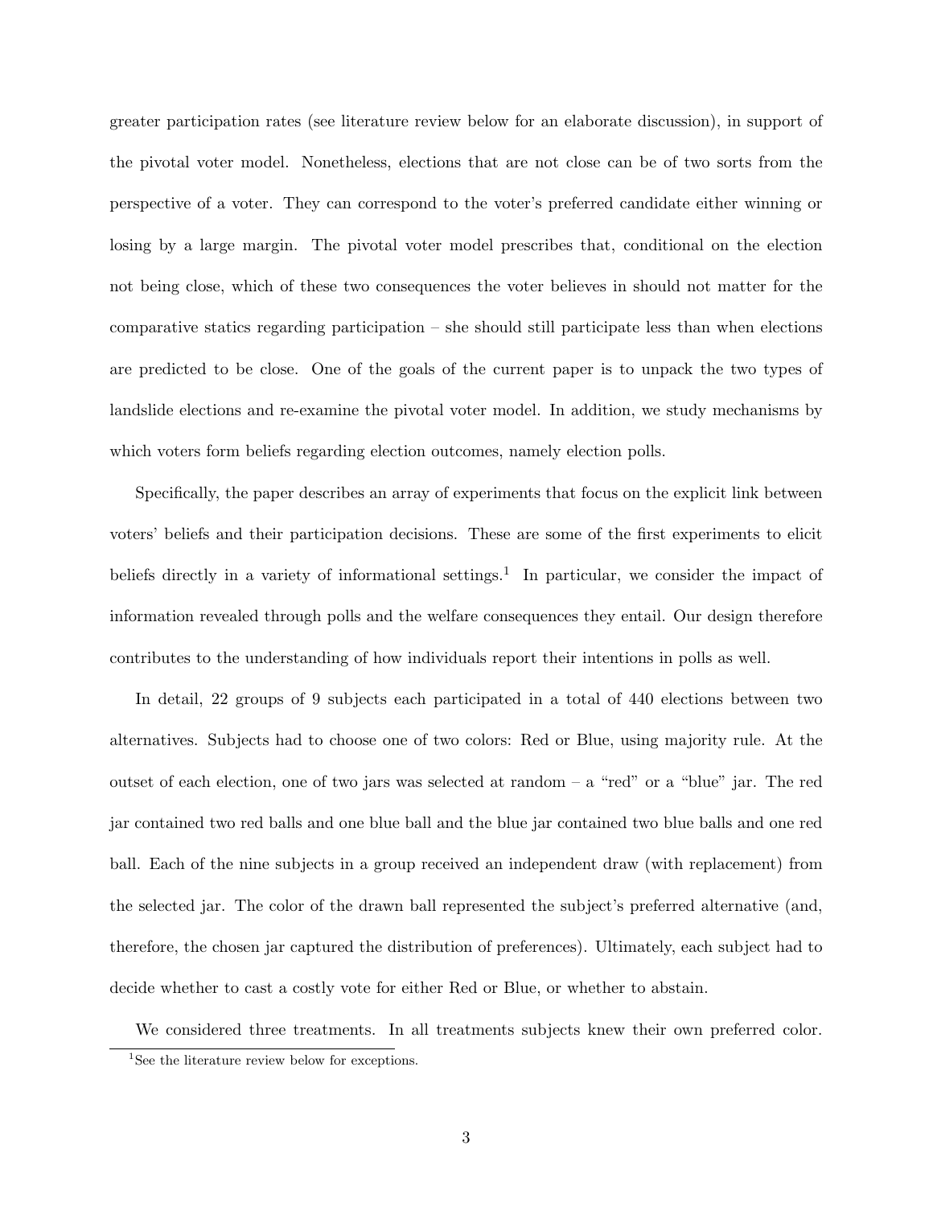greater participation rates (see literature review below for an elaborate discussion), in support of the pivotal voter model. Nonetheless, elections that are not close can be of two sorts from the perspective of a voter. They can correspond to the voter's preferred candidate either winning or losing by a large margin. The pivotal voter model prescribes that, conditional on the election not being close, which of these two consequences the voter believes in should not matter for the comparative statics regarding participation – she should still participate less than when elections are predicted to be close. One of the goals of the current paper is to unpack the two types of landslide elections and re-examine the pivotal voter model. In addition, we study mechanisms by which voters form beliefs regarding election outcomes, namely election polls.

Specifically, the paper describes an array of experiments that focus on the explicit link between voters' beliefs and their participation decisions. These are some of the first experiments to elicit beliefs directly in a variety of informational settings.[1] In particular, we consider the impact of information revealed through polls and the welfare consequences they entail. Our design therefore contributes to the understanding of how individuals report their intentions in polls as well.

In detail, 22 groups of 9 subjects each participated in a total of 440 elections between two alternatives. Subjects had to choose one of two colors: Red or Blue, using majority rule. At the outset of each election, one of two jars was selected at random – a "red" or a "blue" jar. The red jar contained two red balls and one blue ball and the blue jar contained two blue balls and one red ball. Each of the nine subjects in a group received an independent draw (with replacement) from the selected jar. The color of the drawn ball represented the subject's preferred alternative (and, therefore, the chosen jar captured the distribution of preferences). Ultimately, each subject had to decide whether to cast a costly vote for either Red or Blue, or whether to abstain.

We considered three treatments. In all treatments subjects knew their own preferred color.

[1] See the literature review below for exceptions.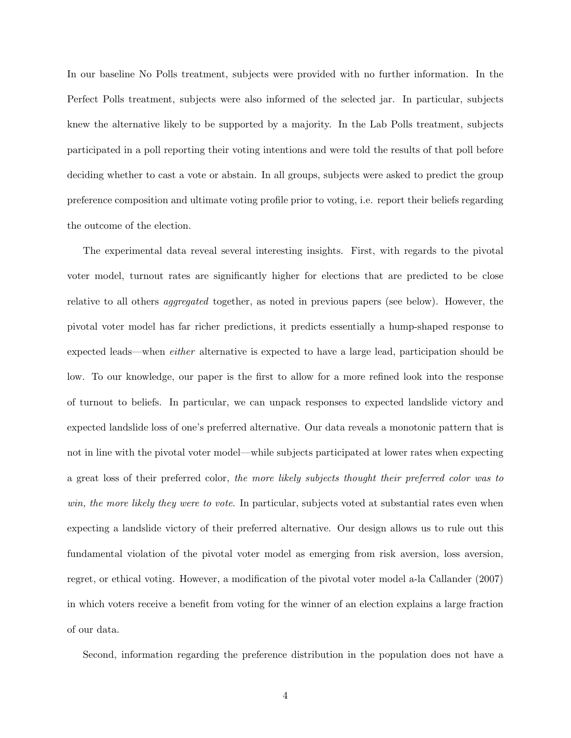In our baseline No Polls treatment, subjects were provided with no further information. In the Perfect Polls treatment, subjects were also informed of the selected jar. In particular, subjects knew the alternative likely to be supported by a majority. In the Lab Polls treatment, subjects participated in a poll reporting their voting intentions and were told the results of that poll before deciding whether to cast a vote or abstain. In all groups, subjects were asked to predict the group preference composition and ultimate voting profile prior to voting, i.e. report their beliefs regarding the outcome of the election.

The experimental data reveal several interesting insights. First, with regards to the pivotal voter model, turnout rates are significantly higher for elections that are predicted to be close relative to all others *aggregated* together, as noted in previous papers (see below). However, the pivotal voter model has far richer predictions, it predicts essentially a hump-shaped response to expected leads—when *either* alternative is expected to have a large lead, participation should be low. To our knowledge, our paper is the first to allow for a more refined look into the response of turnout to beliefs. In particular, we can unpack responses to expected landslide victory and expected landslide loss of one's preferred alternative. Our data reveals a monotonic pattern that is not in line with the pivotal voter model—while subjects participated at lower rates when expecting a great loss of their preferred color, *the more likely subjects thought their preferred color was to win, the more likely they were to vote*. In particular, subjects voted at substantial rates even when expecting a landslide victory of their preferred alternative. Our design allows us to rule out this fundamental violation of the pivotal voter model as emerging from risk aversion, loss aversion, regret, or ethical voting. However, a modification of the pivotal voter model a-la Callander (2007) in which voters receive a benefit from voting for the winner of an election explains a large fraction of our data.

Second, information regarding the preference distribution in the population does not have a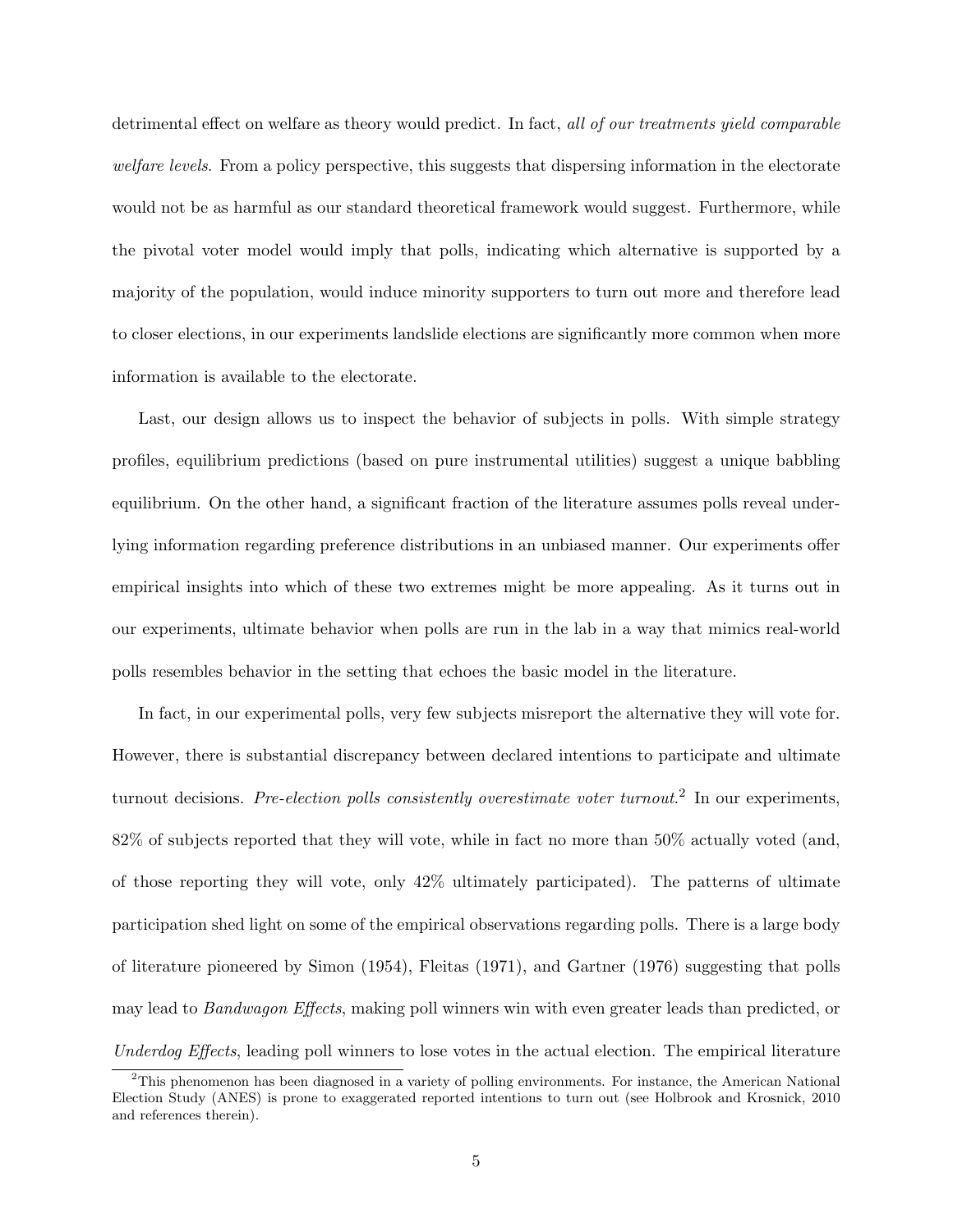detrimental effect on welfare as theory would predict. In fact, *all of our treatments yield comparable welfare levels*. From a policy perspective, this suggests that dispersing information in the electorate would not be as harmful as our standard theoretical framework would suggest. Furthermore, while the pivotal voter model would imply that polls, indicating which alternative is supported by a majority of the population, would induce minority supporters to turn out more and therefore lead to closer elections, in our experiments landslide elections are significantly more common when more information is available to the electorate.

Last, our design allows us to inspect the behavior of subjects in polls. With simple strategy profiles, equilibrium predictions (based on pure instrumental utilities) suggest a unique babbling equilibrium. On the other hand, a significant fraction of the literature assumes polls reveal underlying information regarding preference distributions in an unbiased manner. Our experiments offer empirical insights into which of these two extremes might be more appealing. As it turns out in our experiments, ultimate behavior when polls are run in the lab in a way that mimics real-world polls resembles behavior in the setting that echoes the basic model in the literature.

In fact, in our experimental polls, very few subjects misreport the alternative they will vote for. However, there is substantial discrepancy between declared intentions to participate and ultimate turnout decisions. *Pre-election polls consistently overestimate voter turnout*.[2] In our experiments, 82% of subjects reported that they will vote, while in fact no more than 50% actually voted (and, of those reporting they will vote, only 42% ultimately participated). The patterns of ultimate participation shed light on some of the empirical observations regarding polls. There is a large body of literature pioneered by Simon (1954), Fleitas (1971), and Gartner (1976) suggesting that polls may lead to *Bandwagon Effects*, making poll winners win with even greater leads than predicted, or *Underdog Effects*, leading poll winners to lose votes in the actual election. The empirical literature

[2] This phenomenon has been diagnosed in a variety of polling environments. For instance, the American National Election Study (ANES) is prone to exaggerated reported intentions to turn out (see Holbrook and Krosnick, 2010 and references therein).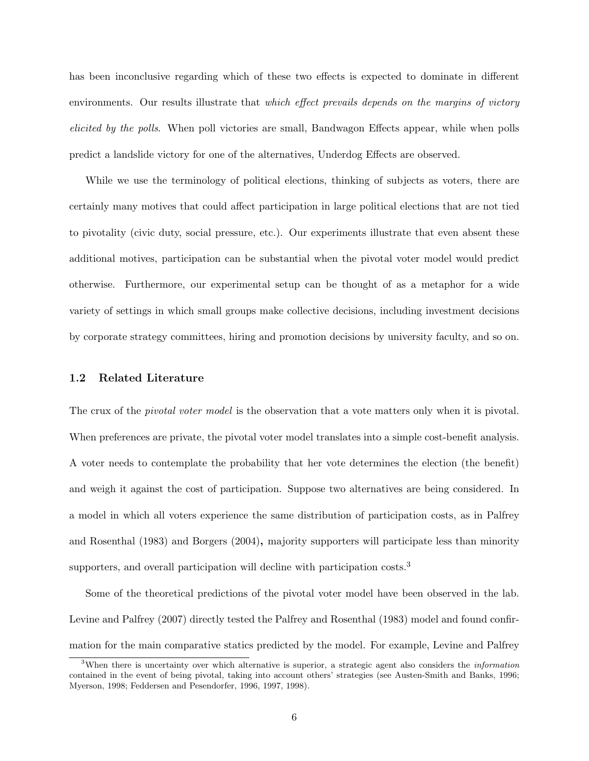has been inconclusive regarding which of these two effects is expected to dominate in different environments. Our results illustrate that *which effect prevails depends on the margins of victory elicited by the polls*. When poll victories are small, Bandwagon Effects appear, while when polls predict a landslide victory for one of the alternatives, Underdog Effects are observed.

While we use the terminology of political elections, thinking of subjects as voters, there are certainly many motives that could affect participation in large political elections that are not tied to pivotality (civic duty, social pressure, etc.). Our experiments illustrate that even absent these additional motives, participation can be substantial when the pivotal voter model would predict otherwise. Furthermore, our experimental setup can be thought of as a metaphor for a wide variety of settings in which small groups make collective decisions, including investment decisions by corporate strategy committees, hiring and promotion decisions by university faculty, and so on.

### 1.2 Related Literature

The crux of the *pivotal voter model* is the observation that a vote matters only when it is pivotal. When preferences are private, the pivotal voter model translates into a simple cost-benefit analysis. A voter needs to contemplate the probability that her vote determines the election (the benefit) and weigh it against the cost of participation. Suppose two alternatives are being considered. In a model in which all voters experience the same distribution of participation costs, as in Palfrey and Rosenthal (1983) and Borgers (2004)**,** majority supporters will participate less than minority supporters, and overall participation will decline with participation costs.[3]

Some of the theoretical predictions of the pivotal voter model have been observed in the lab. Levine and Palfrey (2007) directly tested the Palfrey and Rosenthal (1983) model and found confirmation for the main comparative statics predicted by the model. For example, Levine and Palfrey

[3] When there is uncertainty over which alternative is superior, a strategic agent also considers the *information* contained in the event of being pivotal, taking into account others' strategies (see Austen-Smith and Banks, 1996; Myerson, 1998; Feddersen and Pesendorfer, 1996, 1997, 1998).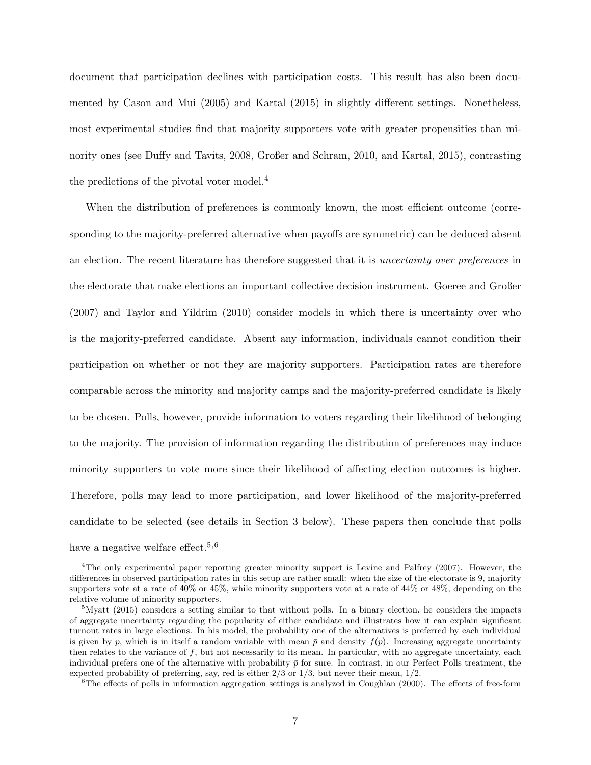document that participation declines with participation costs. This result has also been documented by Cason and Mui (2005) and Kartal (2015) in slightly different settings. Nonetheless, most experimental studies find that majority supporters vote with greater propensities than minority ones (see Duffy and Tavits, 2008, Großer and Schram, 2010, and Kartal, 2015), contrasting the predictions of the pivotal voter model.[4]

When the distribution of preferences is commonly known, the most efficient outcome (corresponding to the majority-preferred alternative when payoffs are symmetric) can be deduced absent an election. The recent literature has therefore suggested that it is *uncertainty over preferences* in the electorate that make elections an important collective decision instrument. Goeree and Großer (2007) and Taylor and Yildrim (2010) consider models in which there is uncertainty over who is the majority-preferred candidate. Absent any information, individuals cannot condition their participation on whether or not they are majority supporters. Participation rates are therefore comparable across the minority and majority camps and the majority-preferred candidate is likely to be chosen. Polls, however, provide information to voters regarding their likelihood of belonging to the majority. The provision of information regarding the distribution of preferences may induce minority supporters to vote more since their likelihood of affecting election outcomes is higher. Therefore, polls may lead to more participation, and lower likelihood of the majority-preferred candidate to be selected (see details in Section 3 below). These papers then conclude that polls have a negative welfare effect.[5,6]

---

[4] The only experimental paper reporting greater minority support is Levine and Palfrey (2007). However, the differences in observed participation rates in this setup are rather small: when the size of the electorate is 9, majority supporters vote at a rate of 40% or 45%, while minority supporters vote at a rate of 44% or 48%, depending on the relative volume of minority supporters.

[5] Myatt (2015) considers a setting similar to that without polls. In a binary election, he considers the impacts of aggregate uncertainty regarding the popularity of either candidate and illustrates how it can explain significant turnout rates in large elections. In his model, the probability one of the alternatives is preferred by each individual is given by $p$, which is in itself a random variable with mean $\bar{p}$ and density $f(p)$. Increasing aggregate uncertainty then relates to the variance of $f$, but not necessarily to its mean. In particular, with no aggregate uncertainty, each individual prefers one of the alternative with probability $\bar{p}$ for sure. In contrast, in our Perfect Polls treatment, the expected probability of preferring, say, red is either $2/3$ or $1/3$, but never their mean, $1/2$.

[6] The effects of polls in information aggregation settings is analyzed in Coughlan (2000). The effects of free-form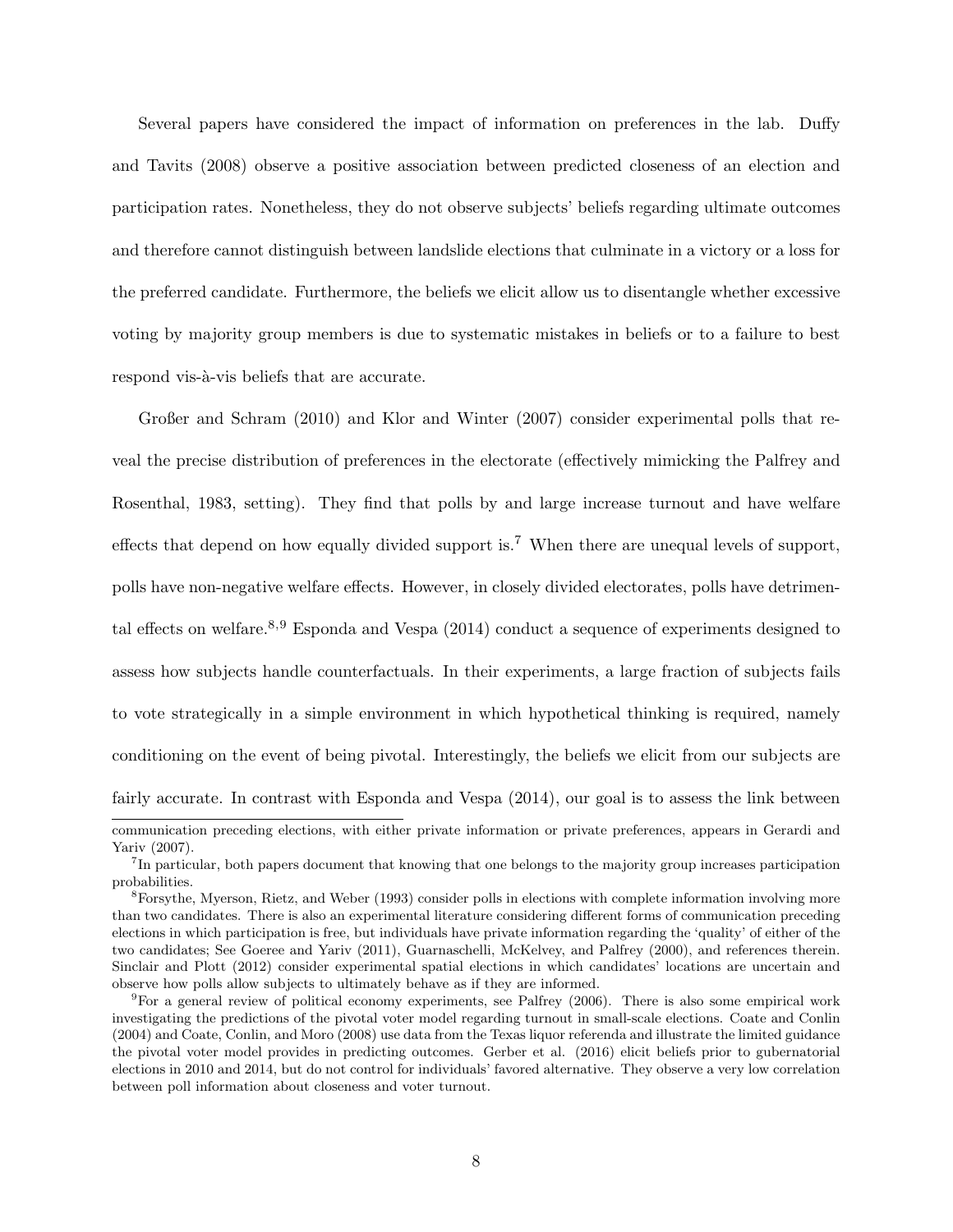Several papers have considered the impact of information on preferences in the lab. Duffy and Tavits (2008) observe a positive association between predicted closeness of an election and participation rates. Nonetheless, they do not observe subjects' beliefs regarding ultimate outcomes and therefore cannot distinguish between landslide elections that culminate in a victory or a loss for the preferred candidate. Furthermore, the beliefs we elicit allow us to disentangle whether excessive voting by majority group members is due to systematic mistakes in beliefs or to a failure to best respond vis-à-vis beliefs that are accurate.

Großer and Schram (2010) and Klor and Winter (2007) consider experimental polls that reveal the precise distribution of preferences in the electorate (effectively mimicking the Palfrey and Rosenthal, 1983, setting). They find that polls by and large increase turnout and have welfare effects that depend on how equally divided support is.[7] When there are unequal levels of support, polls have non-negative welfare effects. However, in closely divided electorates, polls have detrimental effects on welfare.[8,9] Esponda and Vespa (2014) conduct a sequence of experiments designed to assess how subjects handle counterfactuals. In their experiments, a large fraction of subjects fails to vote strategically in a simple environment in which hypothetical thinking is required, namely conditioning on the event of being pivotal. Interestingly, the beliefs we elicit from our subjects are fairly accurate. In contrast with Esponda and Vespa (2014), our goal is to assess the link between

communication preceding elections, with either private information or private preferences, appears in Gerardi and Yariv (2007).

[7]In particular, both papers document that knowing that one belongs to the majority group increases participation probabilities.

[8]Forsythe, Myerson, Rietz, and Weber (1993) consider polls in elections with complete information involving more than two candidates. There is also an experimental literature considering different forms of communication preceding elections in which participation is free, but individuals have private information regarding the 'quality' of either of the two candidates; See Goeree and Yariv (2011), Guarnaschelli, McKelvey, and Palfrey (2000), and references therein. Sinclair and Plott (2012) consider experimental spatial elections in which candidates' locations are uncertain and observe how polls allow subjects to ultimately behave as if they are informed.

[9]For a general review of political economy experiments, see Palfrey (2006). There is also some empirical work investigating the predictions of the pivotal voter model regarding turnout in small-scale elections. Coate and Conlin (2004) and Coate, Conlin, and Moro (2008) use data from the Texas liquor referenda and illustrate the limited guidance the pivotal voter model provides in predicting outcomes. Gerber et al. (2016) elicit beliefs prior to gubernatorial elections in 2010 and 2014, but do not control for individuals' favored alternative. They observe a very low correlation between poll information about closeness and voter turnout.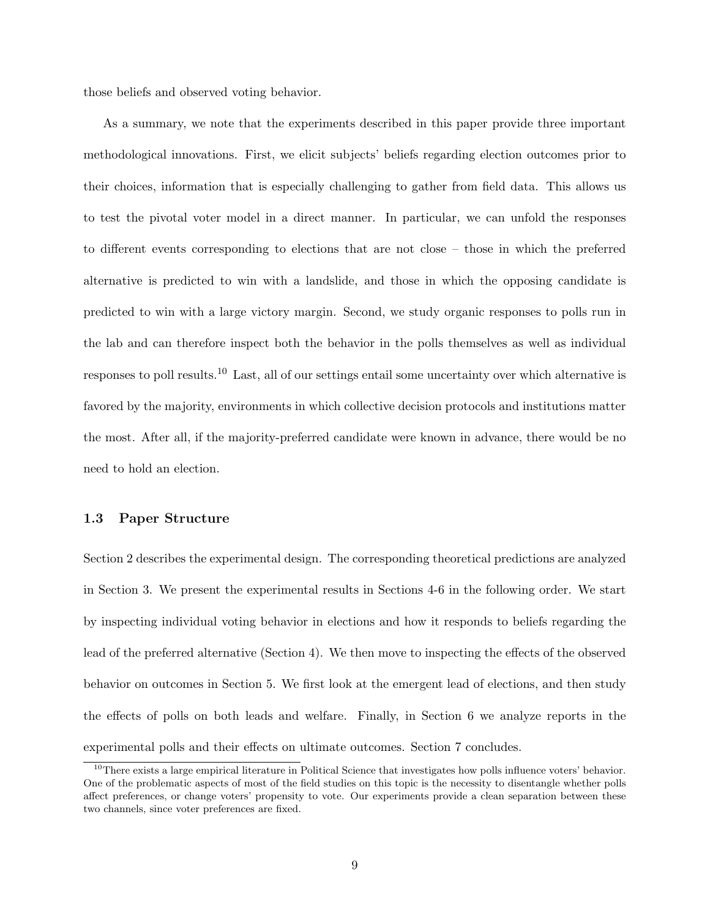those beliefs and observed voting behavior.

As a summary, we note that the experiments described in this paper provide three important methodological innovations. First, we elicit subjects' beliefs regarding election outcomes prior to their choices, information that is especially challenging to gather from field data. This allows us to test the pivotal voter model in a direct manner. In particular, we can unfold the responses to different events corresponding to elections that are not close – those in which the preferred alternative is predicted to win with a landslide, and those in which the opposing candidate is predicted to win with a large victory margin. Second, we study organic responses to polls run in the lab and can therefore inspect both the behavior in the polls themselves as well as individual responses to poll results.[10] Last, all of our settings entail some uncertainty over which alternative is favored by the majority, environments in which collective decision protocols and institutions matter the most. After all, if the majority-preferred candidate were known in advance, there would be no need to hold an election.

### 1.3 Paper Structure

Section 2 describes the experimental design. The corresponding theoretical predictions are analyzed in Section 3. We present the experimental results in Sections 4-6 in the following order. We start by inspecting individual voting behavior in elections and how it responds to beliefs regarding the lead of the preferred alternative (Section 4). We then move to inspecting the effects of the observed behavior on outcomes in Section 5. We first look at the emergent lead of elections, and then study the effects of polls on both leads and welfare. Finally, in Section 6 we analyze reports in the experimental polls and their effects on ultimate outcomes. Section 7 concludes.

[10] There exists a large empirical literature in Political Science that investigates how polls influence voters' behavior. One of the problematic aspects of most of the field studies on this topic is the necessity to disentangle whether polls affect preferences, or change voters' propensity to vote. Our experiments provide a clean separation between these two channels, since voter preferences are fixed.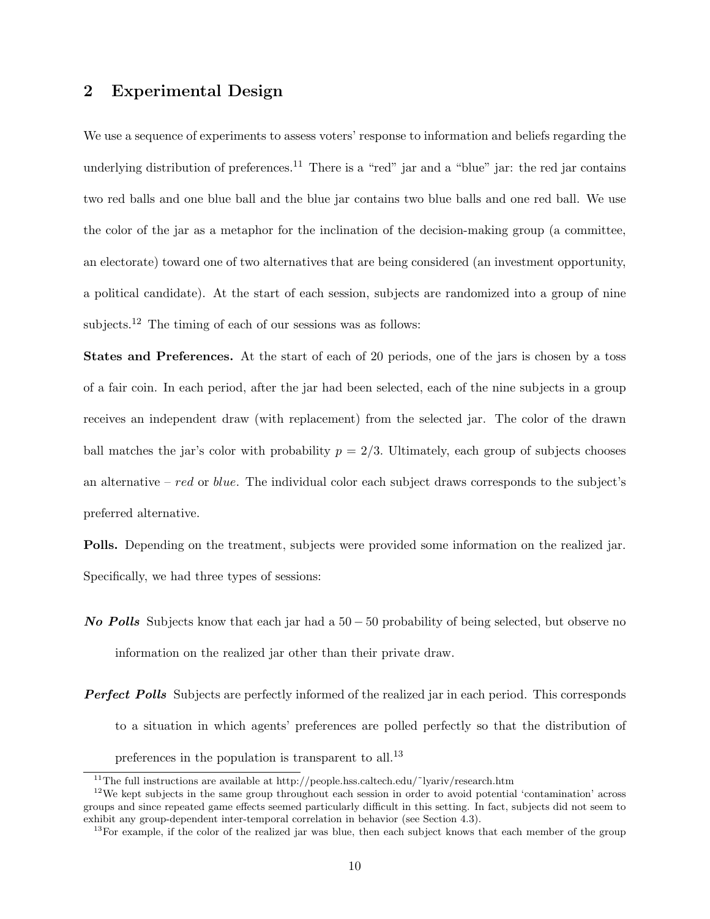## 2 Experimental Design

We use a sequence of experiments to assess voters' response to information and beliefs regarding the underlying distribution of preferences.[11] There is a "red" jar and a "blue" jar: the red jar contains two red balls and one blue ball and the blue jar contains two blue balls and one red ball. We use the color of the jar as a metaphor for the inclination of the decision-making group (a committee, an electorate) toward one of two alternatives that are being considered (an investment opportunity, a political candidate). At the start of each session, subjects are randomized into a group of nine subjects.[12] The timing of each of our sessions was as follows:

**States and Preferences.** At the start of each of 20 periods, one of the jars is chosen by a toss of a fair coin. In each period, after the jar had been selected, each of the nine subjects in a group receives an independent draw (with replacement) from the selected jar. The color of the drawn ball matches the jar's color with probability $p = 2/3$. Ultimately, each group of subjects chooses an alternative – *red* or *blue*. The individual color each subject draws corresponds to the subject's preferred alternative.

**Polls.** Depending on the treatment, subjects were provided some information on the realized jar. Specifically, we had three types of sessions:

***No Polls*** Subjects know that each jar had a $50-50$ probability of being selected, but observe no information on the realized jar other than their private draw.

***Perfect Polls*** Subjects are perfectly informed of the realized jar in each period. This corresponds to a situation in which agents' preferences are polled perfectly so that the distribution of preferences in the population is transparent to all.[13]

[11] The full instructions are available at http://people.hss.caltech.edu/~lyariv/research.htm

[12] We kept subjects in the same group throughout each session in order to avoid potential 'contamination' across groups and since repeated game effects seemed particularly difficult in this setting. In fact, subjects did not seem to exhibit any group-dependent inter-temporal correlation in behavior (see Section 4.3).

[13] For example, if the color of the realized jar was blue, then each subject knows that each member of the group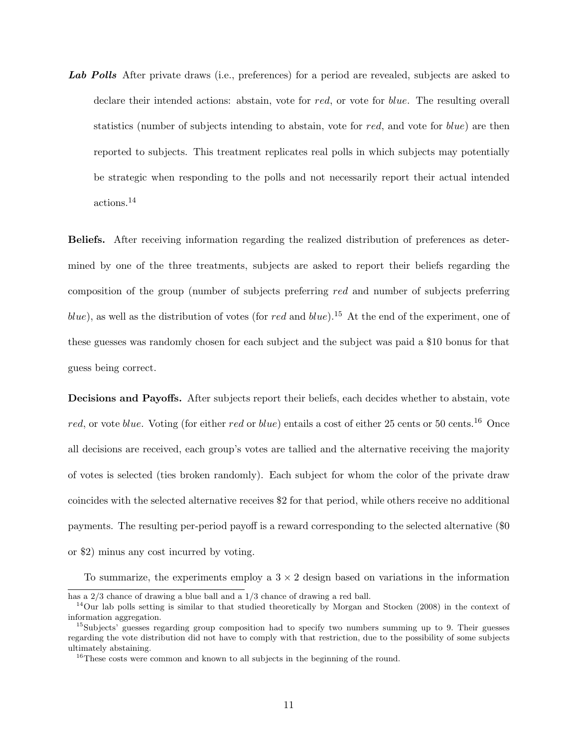***Lab Polls*** After private draws (i.e., preferences) for a period are revealed, subjects are asked to declare their intended actions: abstain, vote for *red*, or vote for *blue*. The resulting overall statistics (number of subjects intending to abstain, vote for *red*, and vote for *blue*) are then reported to subjects. This treatment replicates real polls in which subjects may potentially be strategic when responding to the polls and not necessarily report their actual intended actions.[14]

**Beliefs.** After receiving information regarding the realized distribution of preferences as determined by one of the three treatments, subjects are asked to report their beliefs regarding the composition of the group (number of subjects preferring *red* and number of subjects preferring *blue*), as well as the distribution of votes (for *red* and *blue*).[15] At the end of the experiment, one of these guesses was randomly chosen for each subject and the subject was paid a \$10 bonus for that guess being correct.

**Decisions and Payoffs.** After subjects report their beliefs, each decides whether to abstain, vote *red*, or vote *blue*. Voting (for either *red* or *blue*) entails a cost of either 25 cents or 50 cents.[16] Once all decisions are received, each group's votes are tallied and the alternative receiving the majority of votes is selected (ties broken randomly). Each subject for whom the color of the private draw coincides with the selected alternative receives \$2 for that period, while others receive no additional payments. The resulting per-period payoff is a reward corresponding to the selected alternative (\$0 or \$2) minus any cost incurred by voting.

To summarize, the experiments employ a $3 \times 2$ design based on variations in the information

---

has a 2/3 chance of drawing a blue ball and a 1/3 chance of drawing a red ball.

[14] Our lab polls setting is similar to that studied theoretically by Morgan and Stocken (2008) in the context of information aggregation.

[15] Subjects' guesses regarding group composition had to specify two numbers summing up to 9. Their guesses regarding the vote distribution did not have to comply with that restriction, due to the possibility of some subjects ultimately abstaining.

[16] These costs were common and known to all subjects in the beginning of the round.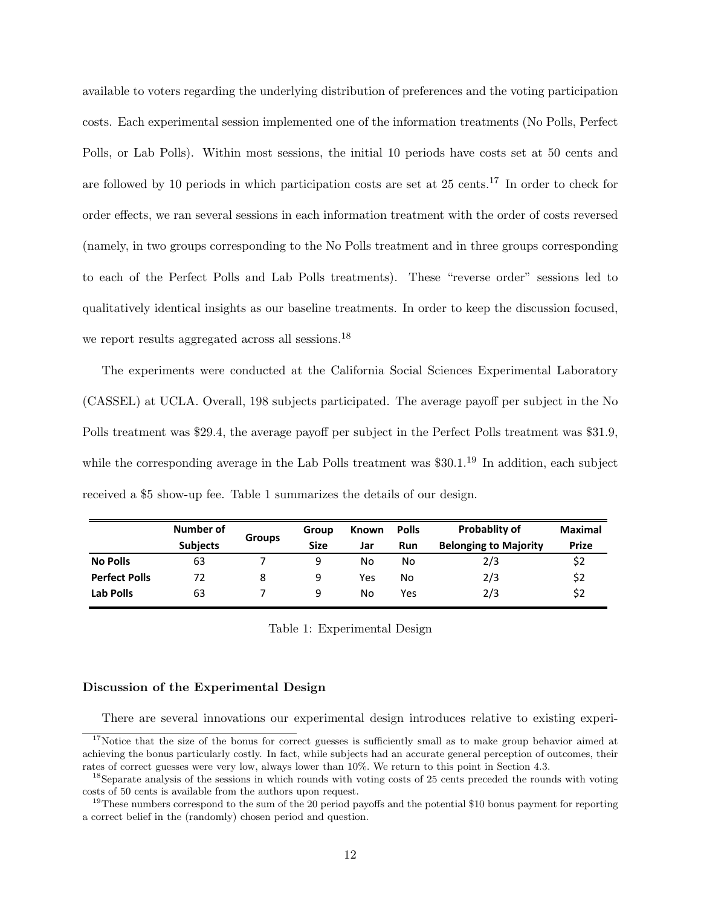available to voters regarding the underlying distribution of preferences and the voting participation costs. Each experimental session implemented one of the information treatments (No Polls, Perfect Polls, or Lab Polls). Within most sessions, the initial 10 periods have costs set at 50 cents and are followed by 10 periods in which participation costs are set at 25 cents.[17] In order to check for order effects, we ran several sessions in each information treatment with the order of costs reversed (namely, in two groups corresponding to the No Polls treatment and in three groups corresponding to each of the Perfect Polls and Lab Polls treatments). These "reverse order" sessions led to qualitatively identical insights as our baseline treatments. In order to keep the discussion focused, we report results aggregated across all sessions.[18]

The experiments were conducted at the California Social Sciences Experimental Laboratory (CASSEL) at UCLA. Overall, 198 subjects participated. The average payoff per subject in the No Polls treatment was \$29.4, the average payoff per subject in the Perfect Polls treatment was \$31.9, while the corresponding average in the Lab Polls treatment was \$30.1.[19] In addition, each subject received a \$5 show-up fee. Table 1 summarizes the details of our design.

| | Number of Subjects | Groups | Group Size | Known Jar | Polls Run | Probablity of Belonging to Majority | Maximal Prize |
|---|---|---|---|---|---|---|---|
| **No Polls** | 63 | 7 | 9 | No | No | 2/3 | \$2 |
| **Perfect Polls** | 72 | 8 | 9 | Yes | No | 2/3 | \$2 |
| **Lab Polls** | 63 | 7 | 9 | No | Yes | 2/3 | \$2 |

Table 1: Experimental Design

### Discussion of the Experimental Design

There are several innovations our experimental design introduces relative to existing experi-

[17]Notice that the size of the bonus for correct guesses is sufficiently small as to make group behavior aimed at achieving the bonus particularly costly. In fact, while subjects had an accurate general perception of outcomes, their rates of correct guesses were very low, always lower than 10%. We return to this point in Section 4.3.

[18]Separate analysis of the sessions in which rounds with voting costs of 25 cents preceded the rounds with voting costs of 50 cents is available from the authors upon request.

[19]These numbers correspond to the sum of the 20 period payoffs and the potential \$10 bonus payment for reporting a correct belief in the (randomly) chosen period and question.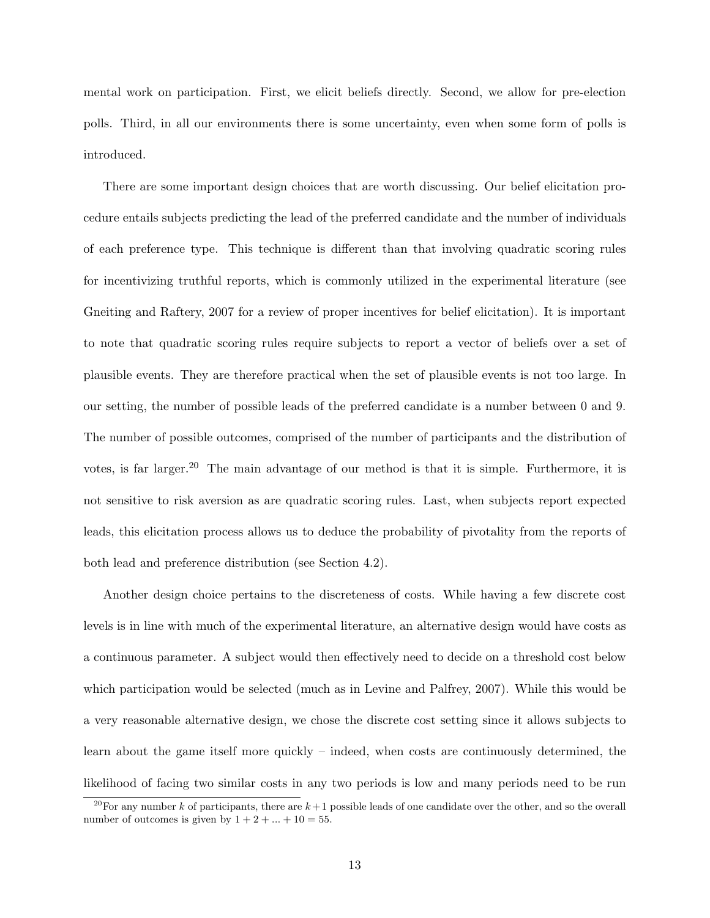mental work on participation. First, we elicit beliefs directly. Second, we allow for pre-election polls. Third, in all our environments there is some uncertainty, even when some form of polls is introduced.

There are some important design choices that are worth discussing. Our belief elicitation procedure entails subjects predicting the lead of the preferred candidate and the number of individuals of each preference type. This technique is different than that involving quadratic scoring rules for incentivizing truthful reports, which is commonly utilized in the experimental literature (see Gneiting and Raftery, 2007 for a review of proper incentives for belief elicitation). It is important to note that quadratic scoring rules require subjects to report a vector of beliefs over a set of plausible events. They are therefore practical when the set of plausible events is not too large. In our setting, the number of possible leads of the preferred candidate is a number between 0 and 9. The number of possible outcomes, comprised of the number of participants and the distribution of votes, is far larger.[20] The main advantage of our method is that it is simple. Furthermore, it is not sensitive to risk aversion as are quadratic scoring rules. Last, when subjects report expected leads, this elicitation process allows us to deduce the probability of pivotality from the reports of both lead and preference distribution (see Section 4.2).

Another design choice pertains to the discreteness of costs. While having a few discrete cost levels is in line with much of the experimental literature, an alternative design would have costs as a continuous parameter. A subject would then effectively need to decide on a threshold cost below which participation would be selected (much as in Levine and Palfrey, 2007). While this would be a very reasonable alternative design, we chose the discrete cost setting since it allows subjects to learn about the game itself more quickly – indeed, when costs are continuously determined, the likelihood of facing two similar costs in any two periods is low and many periods need to be run

[20]For any number $k$ of participants, there are $k+1$ possible leads of one candidate over the other, and so the overall number of outcomes is given by $1 + 2 + ... + 10 = 55$.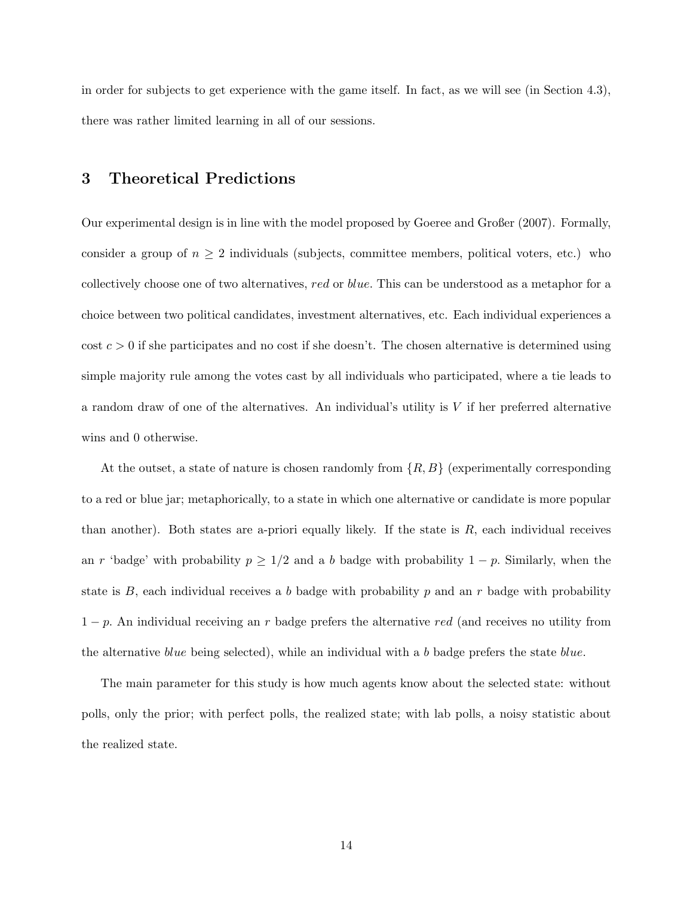in order for subjects to get experience with the game itself. In fact, as we will see (in Section 4.3), there was rather limited learning in all of our sessions.

## 3 Theoretical Predictions

Our experimental design is in line with the model proposed by Goeree and Großer (2007). Formally, consider a group of $n \geq 2$ individuals (subjects, committee members, political voters, etc.) who collectively choose one of two alternatives, *red* or *blue*. This can be understood as a metaphor for a choice between two political candidates, investment alternatives, etc. Each individual experiences a cost $c > 0$ if she participates and no cost if she doesn't. The chosen alternative is determined using simple majority rule among the votes cast by all individuals who participated, where a tie leads to a random draw of one of the alternatives. An individual's utility is $V$ if her preferred alternative wins and 0 otherwise.

At the outset, a state of nature is chosen randomly from $\{R, B\}$ (experimentally corresponding to a red or blue jar; metaphorically, to a state in which one alternative or candidate is more popular than another). Both states are a-priori equally likely. If the state is $R$, each individual receives an $r$ 'badge' with probability $p \geq 1/2$ and a $b$ badge with probability $1 - p$. Similarly, when the state is $B$, each individual receives a $b$ badge with probability $p$ and an $r$ badge with probability $1 - p$. An individual receiving an $r$ badge prefers the alternative *red* (and receives no utility from the alternative *blue* being selected), while an individual with a $b$ badge prefers the state *blue*.

The main parameter for this study is how much agents know about the selected state: without polls, only the prior; with perfect polls, the realized state; with lab polls, a noisy statistic about the realized state.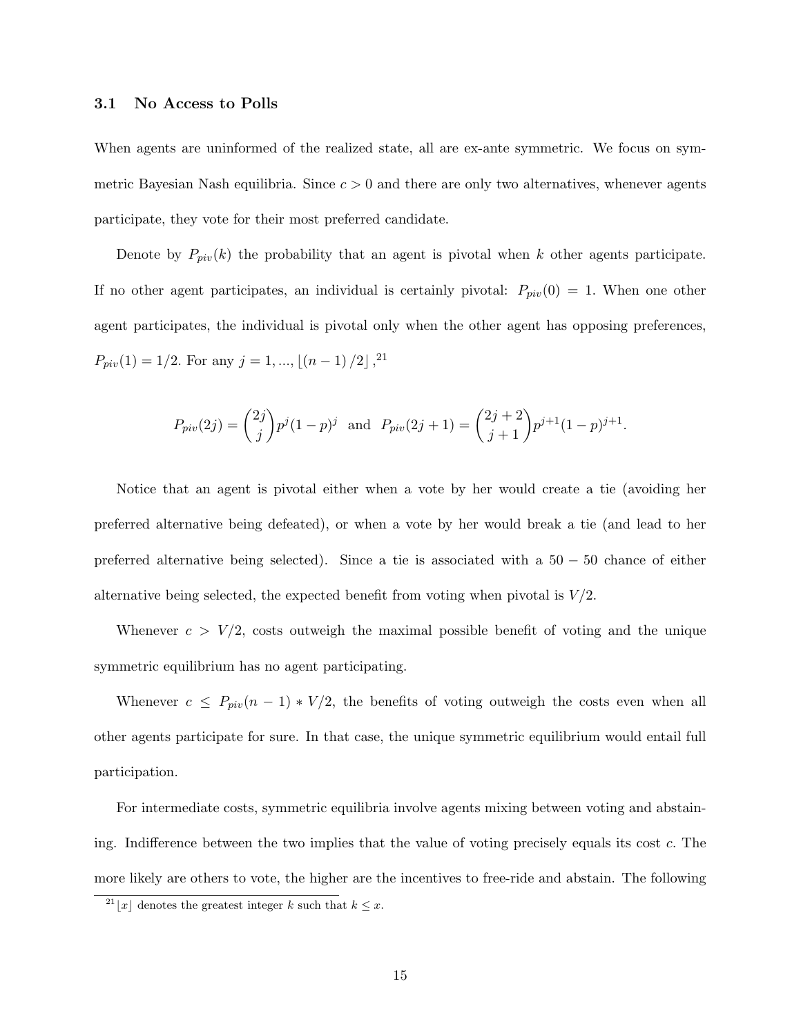### 3.1 No Access to Polls

When agents are uninformed of the realized state, all are ex-ante symmetric. We focus on symmetric Bayesian Nash equilibria. Since $c > 0$ and there are only two alternatives, whenever agents participate, they vote for their most preferred candidate.

Denote by $P_{piv}(k)$ the probability that an agent is pivotal when $k$ other agents participate. If no other agent participates, an individual is certainly pivotal: $P_{piv}(0) = 1$. When one other agent participates, the individual is pivotal only when the other agent has opposing preferences, $P_{piv}(1) = 1/2$. For any $j = 1, ..., \lfloor (n-1)/2 \rfloor$,[21]

$$P_{piv}(2j) = \binom{2j}{j} p^j (1-p)^j \text{ and } P_{piv}(2j+1) = \binom{2j+2}{j+1} p^{j+1} (1-p)^{j+1}.$$

Notice that an agent is pivotal either when a vote by her would create a tie (avoiding her preferred alternative being defeated), or when a vote by her would break a tie (and lead to her preferred alternative being selected). Since a tie is associated with a $50-50$ chance of either alternative being selected, the expected benefit from voting when pivotal is $V/2$.

Whenever $c > V/2$, costs outweigh the maximal possible benefit of voting and the unique symmetric equilibrium has no agent participating.

Whenever $c \leq P_{piv}(n-1) * V/2$, the benefits of voting outweigh the costs even when all other agents participate for sure. In that case, the unique symmetric equilibrium would entail full participation.

For intermediate costs, symmetric equilibria involve agents mixing between voting and abstaining. Indifference between the two implies that the value of voting precisely equals its cost $c$. The more likely are others to vote, the higher are the incentives to free-ride and abstain. The following

[21] $\lfloor x \rfloor$ denotes the greatest integer $k$ such that $k \leq x$.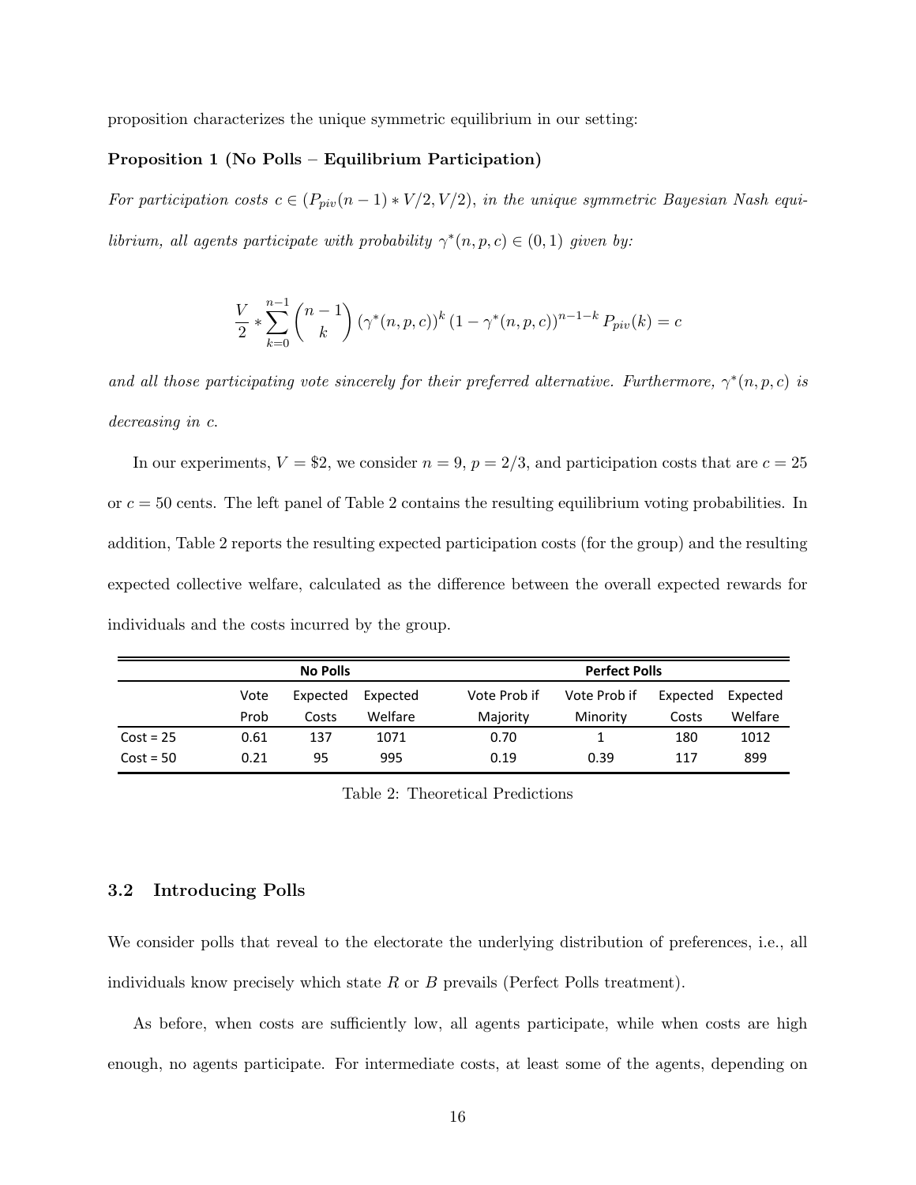proposition characterizes the unique symmetric equilibrium in our setting:

**Proposition 1 (No Polls – Equilibrium Participation)**

*For participation costs $c \in (P_{piv}(n-1) * V/2, V/2)$, in the unique symmetric Bayesian Nash equilibrium, all agents participate with probability $\gamma^*(n,p,c) \in (0,1)$ given by:*

$$\frac{V}{2} * \sum_{k=0}^{n-1} \binom{n-1}{k} (\gamma^*(n,p,c))^k (1-\gamma^*(n,p,c))^{n-1-k} P_{piv}(k) = c$$

*and all those participating vote sincerely for their preferred alternative. Furthermore, $\gamma^*(n,p,c)$ is decreasing in $c$.*

In our experiments, $V = \$2$, we consider $n = 9$, $p = 2/3$, and participation costs that are $c = 25$ or $c = 50$ cents. The left panel of Table 2 contains the resulting equilibrium voting probabilities. In addition, Table 2 reports the resulting expected participation costs (for the group) and the resulting expected collective welfare, calculated as the difference between the overall expected rewards for individuals and the costs incurred by the group.

| | No Polls | | | Perfect Polls | | | |
|---|---|---|---|---|---|---|---|
| | Vote Prob | Expected Costs | Expected Welfare | Vote Prob if Majority | Vote Prob if Minority | Expected Costs | Expected Welfare |
| Cost = 25 | 0.61 | 137 | 1071 | 0.70 | 1 | 180 | 1012 |
| Cost = 50 | 0.21 | 95 | 995 | 0.19 | 0.39 | 117 | 899 |

Table 2: Theoretical Predictions

### 3.2 Introducing Polls

We consider polls that reveal to the electorate the underlying distribution of preferences, i.e., all individuals know precisely which state $R$ or $B$ prevails (Perfect Polls treatment).

As before, when costs are sufficiently low, all agents participate, while when costs are high enough, no agents participate. For intermediate costs, at least some of the agents, depending on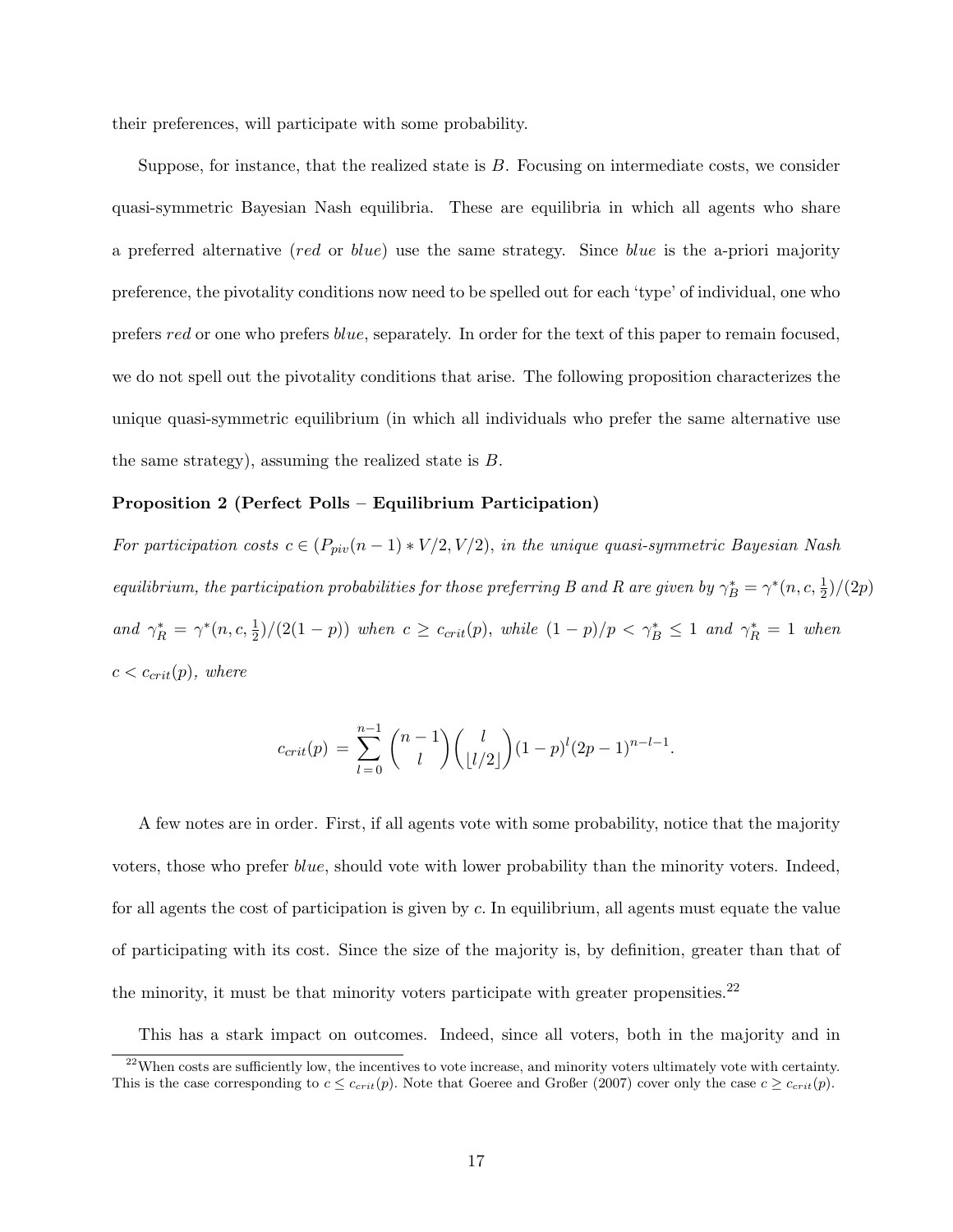their preferences, will participate with some probability.

Suppose, for instance, that the realized state is $B$. Focusing on intermediate costs, we consider quasi-symmetric Bayesian Nash equilibria. These are equilibria in which all agents who share a preferred alternative (*red* or *blue*) use the same strategy. Since *blue* is the a-priori majority preference, the pivotality conditions now need to be spelled out for each 'type' of individual, one who prefers *red* or one who prefers *blue*, separately. In order for the text of this paper to remain focused, we do not spell out the pivotality conditions that arise. The following proposition characterizes the unique quasi-symmetric equilibrium (in which all individuals who prefer the same alternative use the same strategy), assuming the realized state is $B$.

**Proposition 2 (Perfect Polls – Equilibrium Participation)**

*For participation costs $c \in (P_{piv}(n-1) * V/2, V/2)$, in the unique quasi-symmetric Bayesian Nash equilibrium, the participation probabilities for those preferring B and R are given by $\gamma_B^* = \gamma^*(n, c, \frac{1}{2})/(2p)$ and $\gamma_R^* = \gamma^*(n, c, \frac{1}{2})/(2(1-p))$ when $c \geq c_{crit}(p)$, while $(1-p)/p < \gamma_B^* \leq 1$ and $\gamma_R^* = 1$ when $c < c_{crit}(p)$, where*

$$c_{crit}(p) = \sum_{l=0}^{n-1} \binom{n-1}{l} \binom{l}{\lfloor l/2 \rfloor} (1-p)^l (2p-1)^{n-l-1}.$$

A few notes are in order. First, if all agents vote with some probability, notice that the majority voters, those who prefer *blue*, should vote with lower probability than the minority voters. Indeed, for all agents the cost of participation is given by $c$. In equilibrium, all agents must equate the value of participating with its cost. Since the size of the majority is, by definition, greater than that of the minority, it must be that minority voters participate with greater propensities.[22]

This has a stark impact on outcomes. Indeed, since all voters, both in the majority and in

[22] When costs are sufficiently low, the incentives to vote increase, and minority voters ultimately vote with certainty. This is the case corresponding to $c \leq c_{crit}(p)$. Note that Goeree and Großer (2007) cover only the case $c \geq c_{crit}(p)$.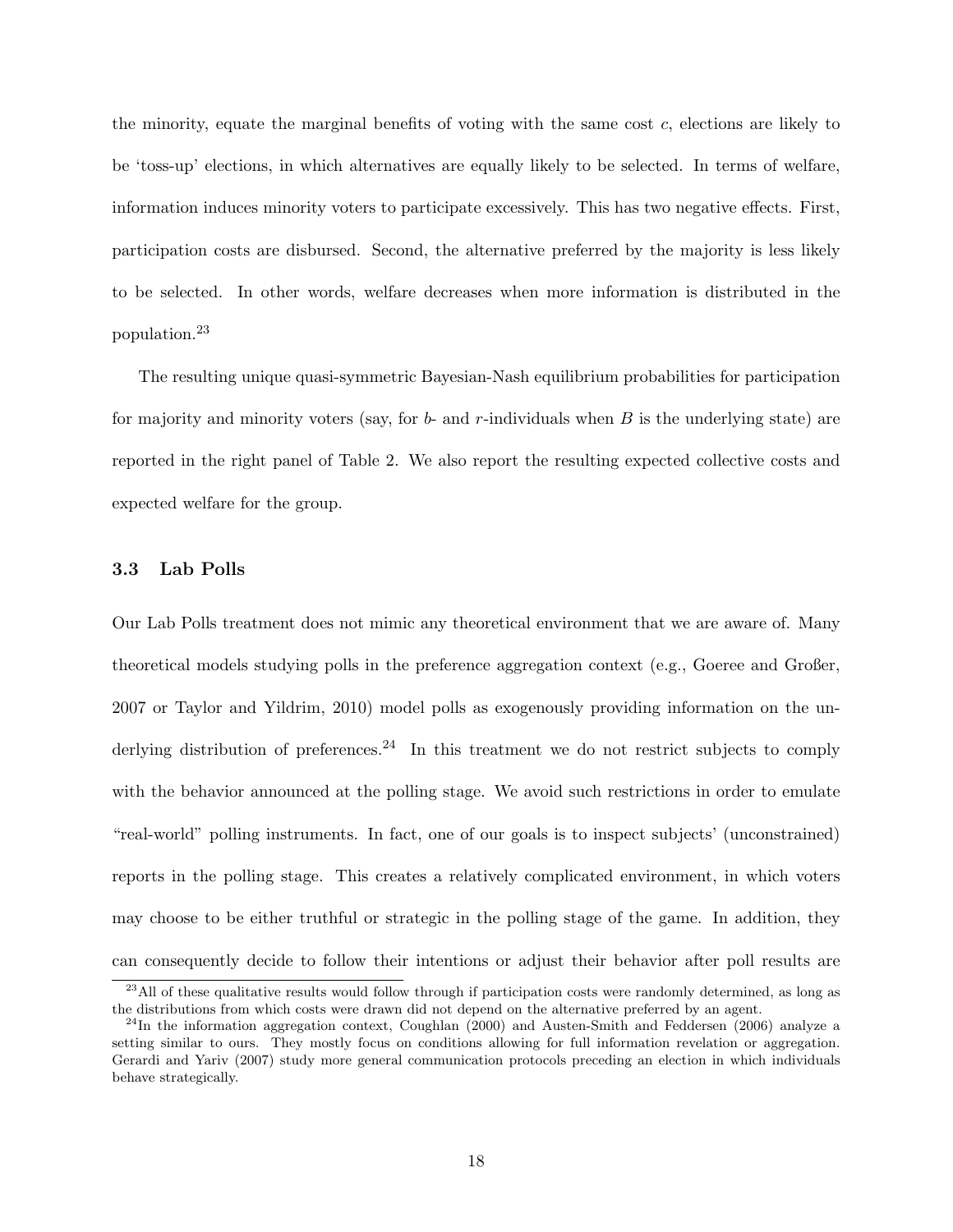the minority, equate the marginal benefits of voting with the same cost $c$, elections are likely to be 'toss-up' elections, in which alternatives are equally likely to be selected. In terms of welfare, information induces minority voters to participate excessively. This has two negative effects. First, participation costs are disbursed. Second, the alternative preferred by the majority is less likely to be selected. In other words, welfare decreases when more information is distributed in the population.[23]

The resulting unique quasi-symmetric Bayesian-Nash equilibrium probabilities for participation for majority and minority voters (say, for $b$- and $r$-individuals when $B$ is the underlying state) are reported in the right panel of Table 2. We also report the resulting expected collective costs and expected welfare for the group.

### 3.3 Lab Polls

Our Lab Polls treatment does not mimic any theoretical environment that we are aware of. Many theoretical models studying polls in the preference aggregation context (e.g., Goeree and Großer, 2007 or Taylor and Yildrim, 2010) model polls as exogenously providing information on the underlying distribution of preferences.[24] In this treatment we do not restrict subjects to comply with the behavior announced at the polling stage. We avoid such restrictions in order to emulate "real-world" polling instruments. In fact, one of our goals is to inspect subjects' (unconstrained) reports in the polling stage. This creates a relatively complicated environment, in which voters may choose to be either truthful or strategic in the polling stage of the game. In addition, they can consequently decide to follow their intentions or adjust their behavior after poll results are

[23] All of these qualitative results would follow through if participation costs were randomly determined, as long as the distributions from which costs were drawn did not depend on the alternative preferred by an agent.

[24] In the information aggregation context, Coughlan (2000) and Austen-Smith and Feddersen (2006) analyze a setting similar to ours. They mostly focus on conditions allowing for full information revelation or aggregation. Gerardi and Yariv (2007) study more general communication protocols preceding an election in which individuals behave strategically.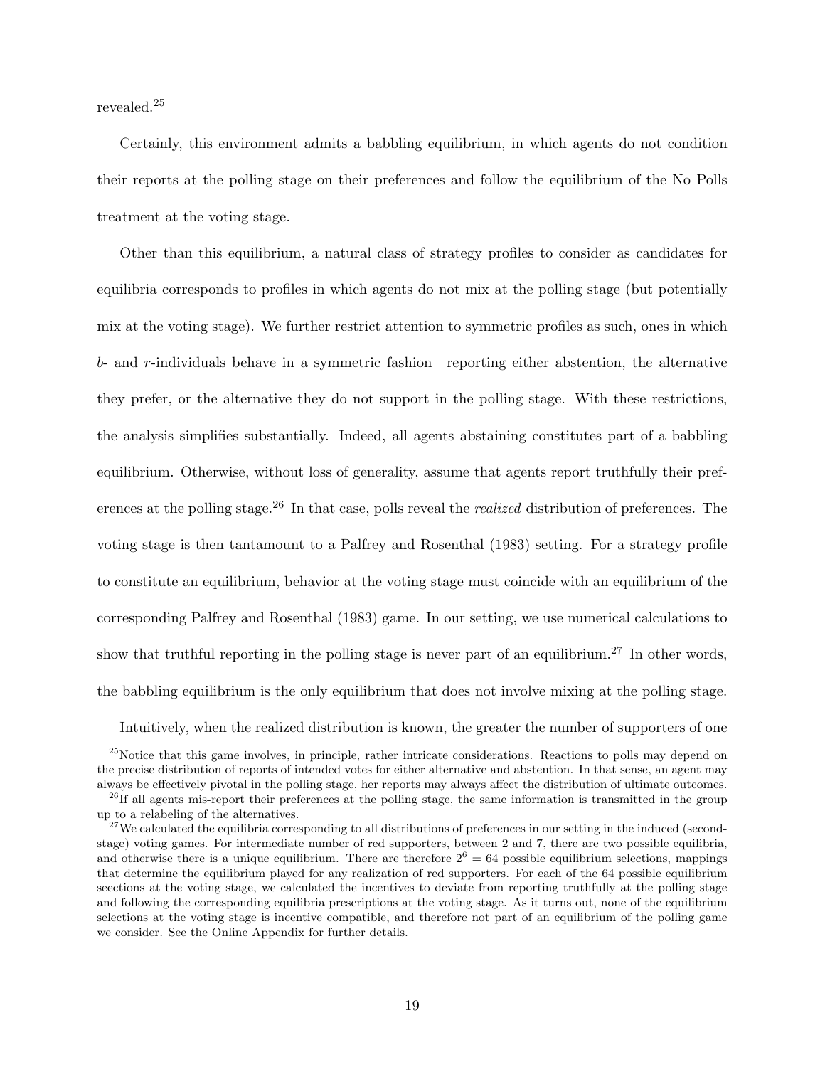revealed.[25]

Certainly, this environment admits a babbling equilibrium, in which agents do not condition their reports at the polling stage on their preferences and follow the equilibrium of the No Polls treatment at the voting stage.

Other than this equilibrium, a natural class of strategy profiles to consider as candidates for equilibria corresponds to profiles in which agents do not mix at the polling stage (but potentially mix at the voting stage). We further restrict attention to symmetric profiles as such, ones in which $b$- and $r$-individuals behave in a symmetric fashion—reporting either abstention, the alternative they prefer, or the alternative they do not support in the polling stage. With these restrictions, the analysis simplifies substantially. Indeed, all agents abstaining constitutes part of a babbling equilibrium. Otherwise, without loss of generality, assume that agents report truthfully their preferences at the polling stage.[26] In that case, polls reveal the *realized* distribution of preferences. The voting stage is then tantamount to a Palfrey and Rosenthal (1983) setting. For a strategy profile to constitute an equilibrium, behavior at the voting stage must coincide with an equilibrium of the corresponding Palfrey and Rosenthal (1983) game. In our setting, we use numerical calculations to show that truthful reporting in the polling stage is never part of an equilibrium.[27] In other words, the babbling equilibrium is the only equilibrium that does not involve mixing at the polling stage.

Intuitively, when the realized distribution is known, the greater the number of supporters of one

---

[25] Notice that this game involves, in principle, rather intricate considerations. Reactions to polls may depend on the precise distribution of reports of intended votes for either alternative and abstention. In that sense, an agent may always be effectively pivotal in the polling stage, her reports may always affect the distribution of ultimate outcomes.

[26] If all agents mis-report their preferences at the polling stage, the same information is transmitted in the group up to a relabeling of the alternatives.

[27] We calculated the equilibria corresponding to all distributions of preferences in our setting in the induced (second-stage) voting games. For intermediate number of red supporters, between 2 and 7, there are two possible equilibria, and otherwise there is a unique equilibrium. There are therefore $2^6 = 64$ possible equilibrium selections, mappings that determine the equilibrium played for any realization of red supporters. For each of the 64 possible equilibrium seections at the voting stage, we calculated the incentives to deviate from reporting truthfully at the polling stage and following the corresponding equilibria prescriptions at the voting stage. As it turns out, none of the equilibrium selections at the voting stage is incentive compatible, and therefore not part of an equilibrium of the polling game we consider. See the Online Appendix for further details.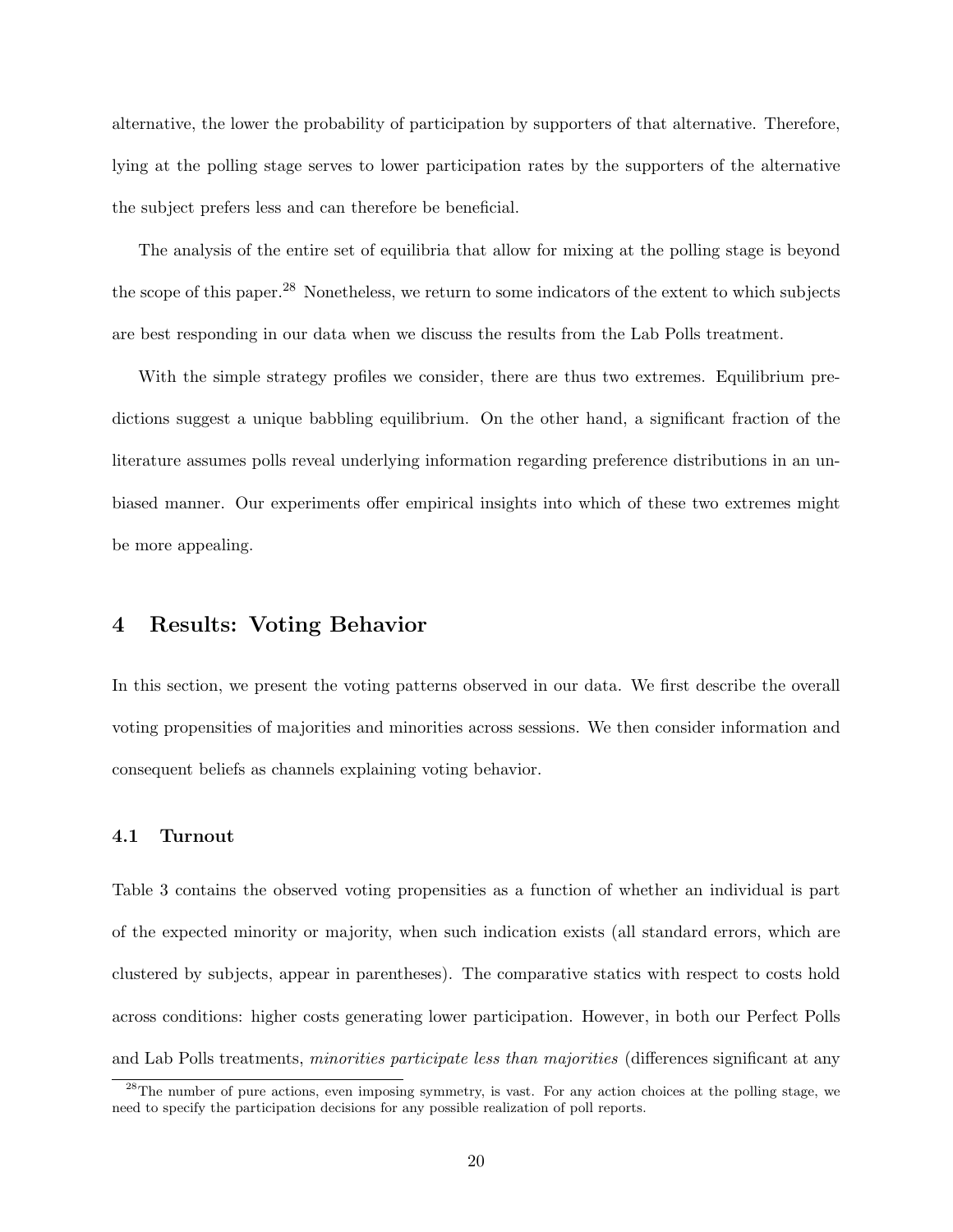alternative, the lower the probability of participation by supporters of that alternative. Therefore, lying at the polling stage serves to lower participation rates by the supporters of the alternative the subject prefers less and can therefore be beneficial.

The analysis of the entire set of equilibria that allow for mixing at the polling stage is beyond the scope of this paper.[28] Nonetheless, we return to some indicators of the extent to which subjects are best responding in our data when we discuss the results from the Lab Polls treatment.

With the simple strategy profiles we consider, there are thus two extremes. Equilibrium predictions suggest a unique babbling equilibrium. On the other hand, a significant fraction of the literature assumes polls reveal underlying information regarding preference distributions in an unbiased manner. Our experiments offer empirical insights into which of these two extremes might be more appealing.

## 4 Results: Voting Behavior

In this section, we present the voting patterns observed in our data. We first describe the overall voting propensities of majorities and minorities across sessions. We then consider information and consequent beliefs as channels explaining voting behavior.

### 4.1 Turnout

Table 3 contains the observed voting propensities as a function of whether an individual is part of the expected minority or majority, when such indication exists (all standard errors, which are clustered by subjects, appear in parentheses). The comparative statics with respect to costs hold across conditions: higher costs generating lower participation. However, in both our Perfect Polls and Lab Polls treatments, *minorities participate less than majorities* (differences significant at any

[28] The number of pure actions, even imposing symmetry, is vast. For any action choices at the polling stage, we need to specify the participation decisions for any possible realization of poll reports.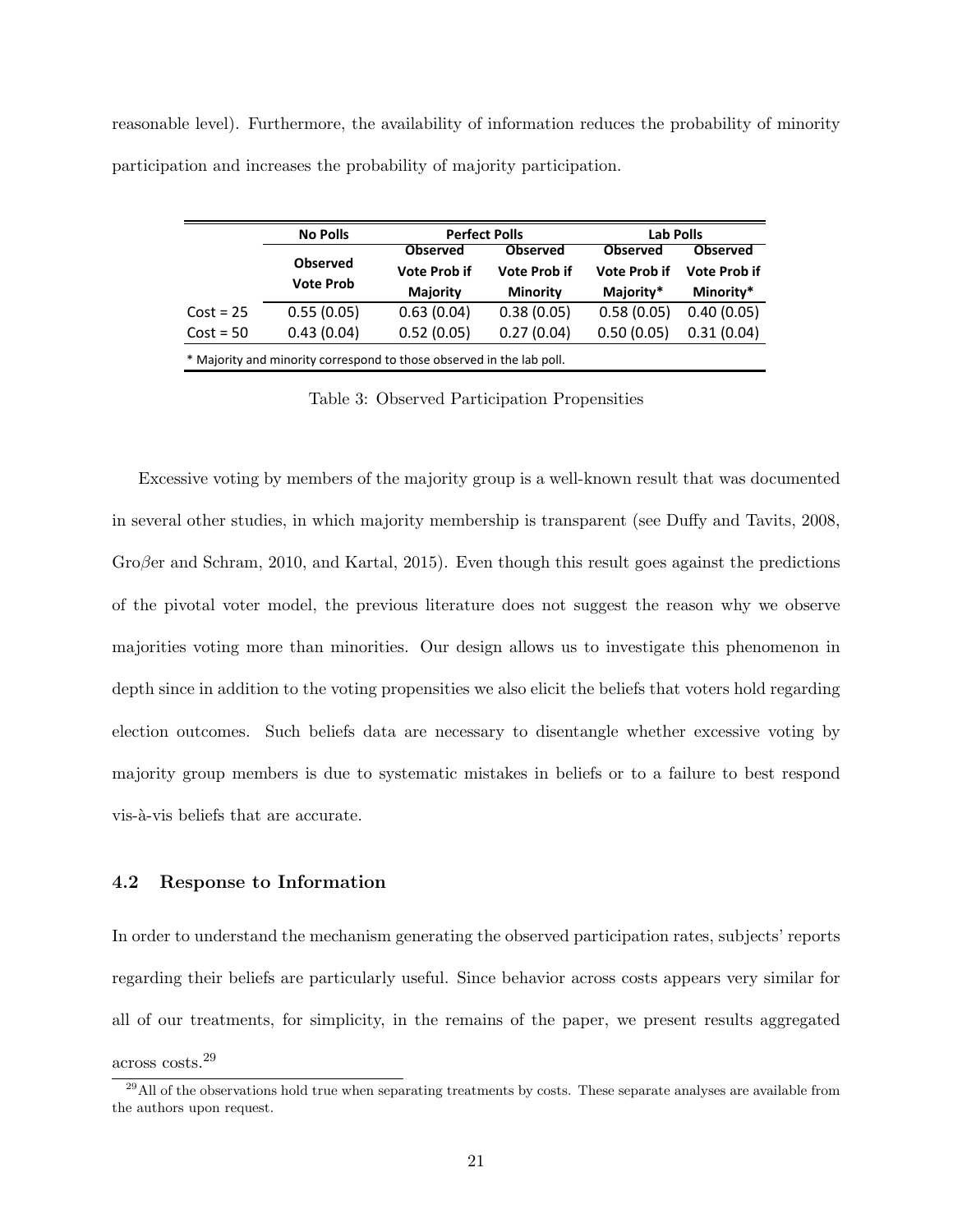reasonable level). Furthermore, the availability of information reduces the probability of minority participation and increases the probability of majority participation.

| | No Polls | Perfect Polls | | Lab Polls | |
|---|---|---|---|---|---|
| | Observed Vote Prob | Observed Vote Prob if Majority | Observed Vote Prob if Minority | Observed Vote Prob if Majority* | Observed Vote Prob if Minority* |
| Cost = 25 | 0.55 (0.05) | 0.63 (0.04) | 0.38 (0.05) | 0.58 (0.05) | 0.40 (0.05) |
| Cost = 50 | 0.43 (0.04) | 0.52 (0.05) | 0.27 (0.04) | 0.50 (0.05) | 0.31 (0.04) |

\* Majority and minority correspond to those observed in the lab poll.

Table 3: Observed Participation Propensities

Excessive voting by members of the majority group is a well-known result that was documented in several other studies, in which majority membership is transparent (see Duffy and Tavits, 2008, Groβer and Schram, 2010, and Kartal, 2015). Even though this result goes against the predictions of the pivotal voter model, the previous literature does not suggest the reason why we observe majorities voting more than minorities. Our design allows us to investigate this phenomenon in depth since in addition to the voting propensities we also elicit the beliefs that voters hold regarding election outcomes. Such beliefs data are necessary to disentangle whether excessive voting by majority group members is due to systematic mistakes in beliefs or to a failure to best respond vis-à-vis beliefs that are accurate.

### 4.2 Response to Information

In order to understand the mechanism generating the observed participation rates, subjects' reports regarding their beliefs are particularly useful. Since behavior across costs appears very similar for all of our treatments, for simplicity, in the remains of the paper, we present results aggregated across costs.[29]

[29] All of the observations hold true when separating treatments by costs. These separate analyses are available from the authors upon request.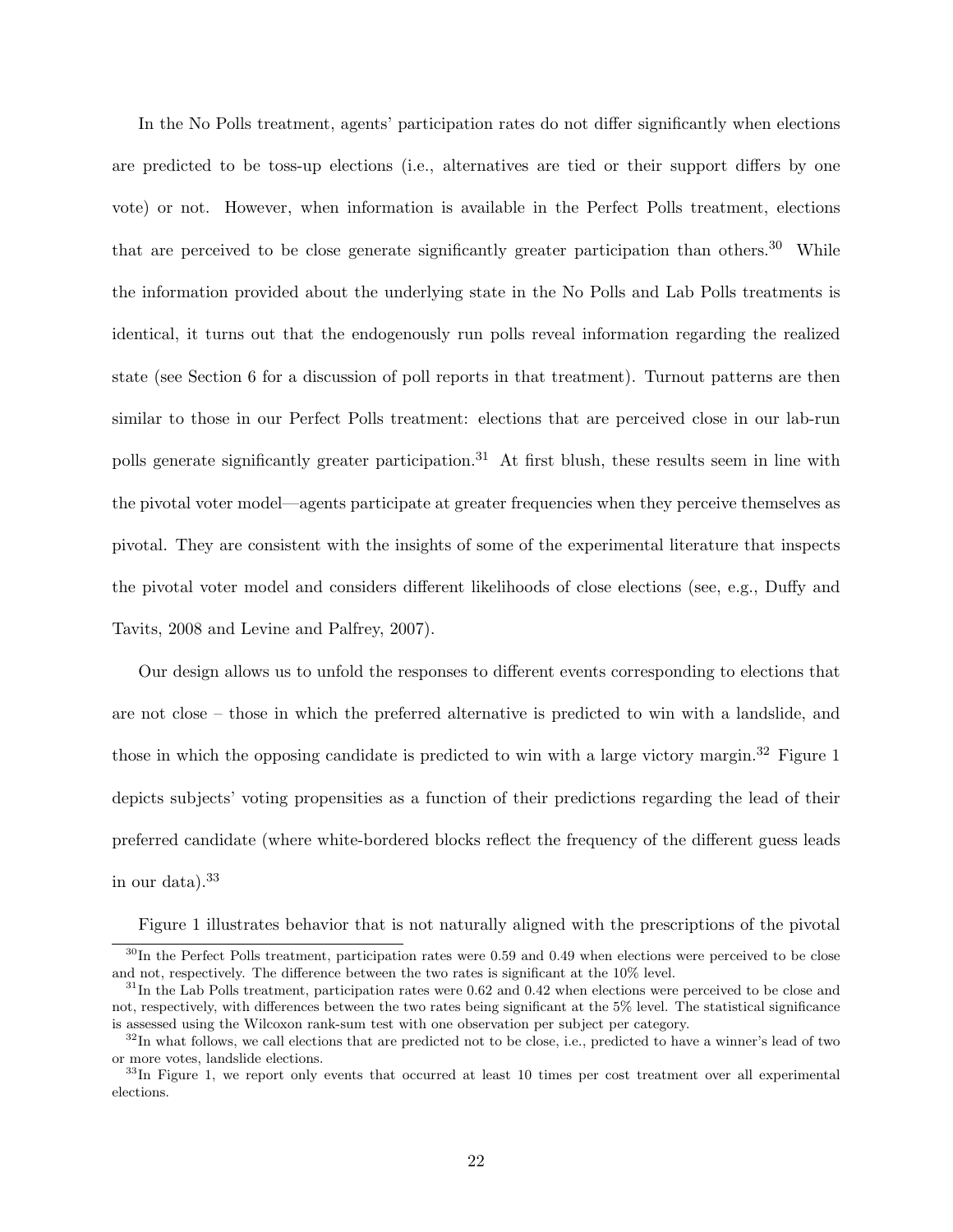In the No Polls treatment, agents' participation rates do not differ significantly when elections are predicted to be toss-up elections (i.e., alternatives are tied or their support differs by one vote) or not. However, when information is available in the Perfect Polls treatment, elections that are perceived to be close generate significantly greater participation than others.[30] While the information provided about the underlying state in the No Polls and Lab Polls treatments is identical, it turns out that the endogenously run polls reveal information regarding the realized state (see Section 6 for a discussion of poll reports in that treatment). Turnout patterns are then similar to those in our Perfect Polls treatment: elections that are perceived close in our lab-run polls generate significantly greater participation.[31] At first blush, these results seem in line with the pivotal voter model—agents participate at greater frequencies when they perceive themselves as pivotal. They are consistent with the insights of some of the experimental literature that inspects the pivotal voter model and considers different likelihoods of close elections (see, e.g., Duffy and Tavits, 2008 and Levine and Palfrey, 2007).

Our design allows us to unfold the responses to different events corresponding to elections that are not close – those in which the preferred alternative is predicted to win with a landslide, and those in which the opposing candidate is predicted to win with a large victory margin.[32] Figure 1 depicts subjects' voting propensities as a function of their predictions regarding the lead of their preferred candidate (where white-bordered blocks reflect the frequency of the different guess leads in our data).[33]

Figure 1 illustrates behavior that is not naturally aligned with the prescriptions of the pivotal

[30] In the Perfect Polls treatment, participation rates were 0.59 and 0.49 when elections were perceived to be close and not, respectively. The difference between the two rates is significant at the 10% level.

[31] In the Lab Polls treatment, participation rates were 0.62 and 0.42 when elections were perceived to be close and not, respectively, with differences between the two rates being significant at the 5% level. The statistical significance is assessed using the Wilcoxon rank-sum test with one observation per subject per category.

[32] In what follows, we call elections that are predicted not to be close, i.e., predicted to have a winner's lead of two or more votes, landslide elections.

[33] In Figure 1, we report only events that occurred at least 10 times per cost treatment over all experimental elections.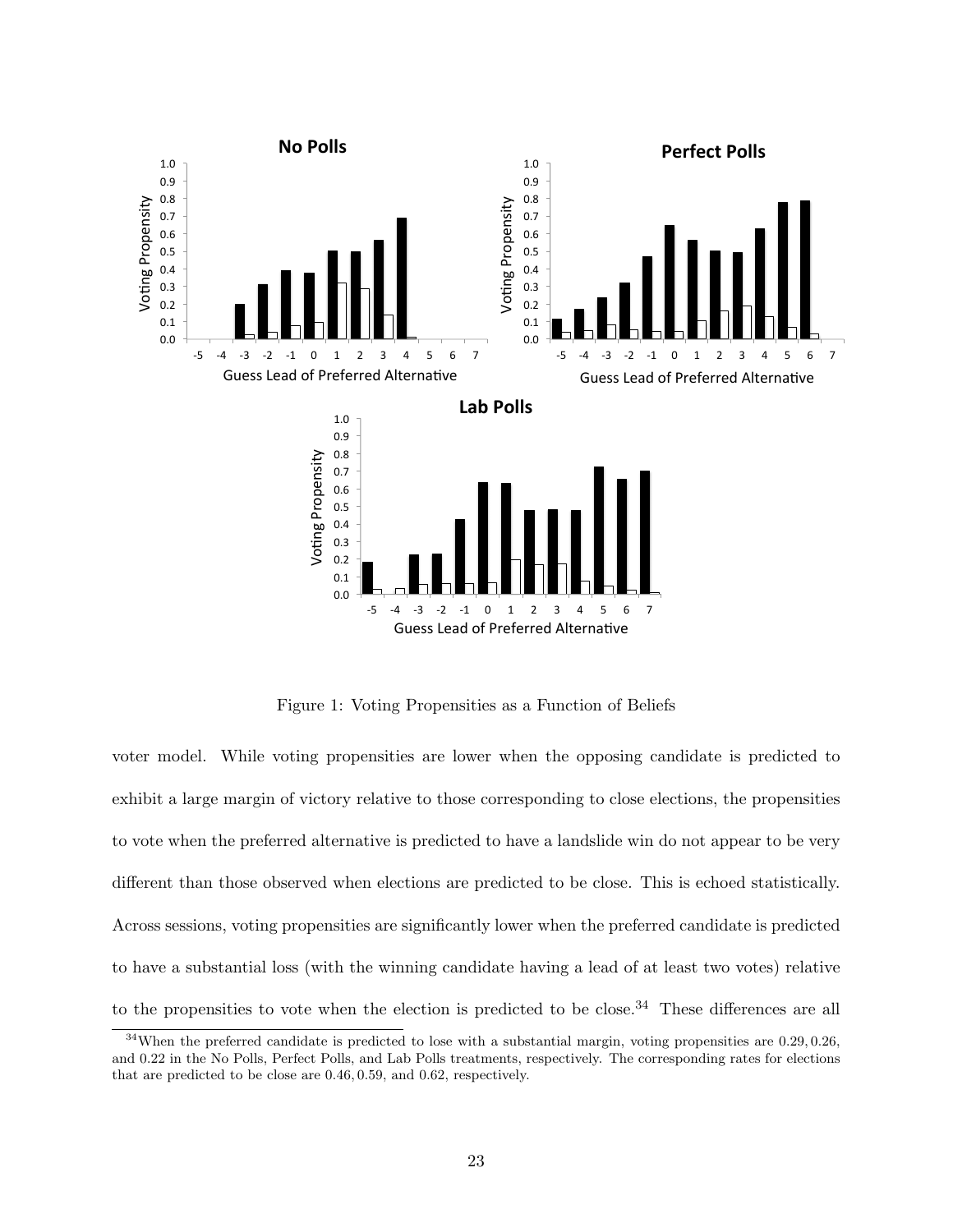Figure 1: Voting Propensities as a Function of Beliefs

voter model. While voting propensities are lower when the opposing candidate is predicted to exhibit a large margin of victory relative to those corresponding to close elections, the propensities to vote when the preferred alternative is predicted to have a landslide win do not appear to be very different than those observed when elections are predicted to be close. This is echoed statistically. Across sessions, voting propensities are significantly lower when the preferred candidate is predicted to have a substantial loss (with the winning candidate having a lead of at least two votes) relative to the propensities to vote when the election is predicted to be close.[34] These differences are all

[34] When the preferred candidate is predicted to lose with a substantial margin, voting propensities are 0.29, 0.26, and 0.22 in the No Polls, Perfect Polls, and Lab Polls treatments, respectively. The corresponding rates for elections that are predicted to be close are 0.46, 0.59, and 0.62, respectively.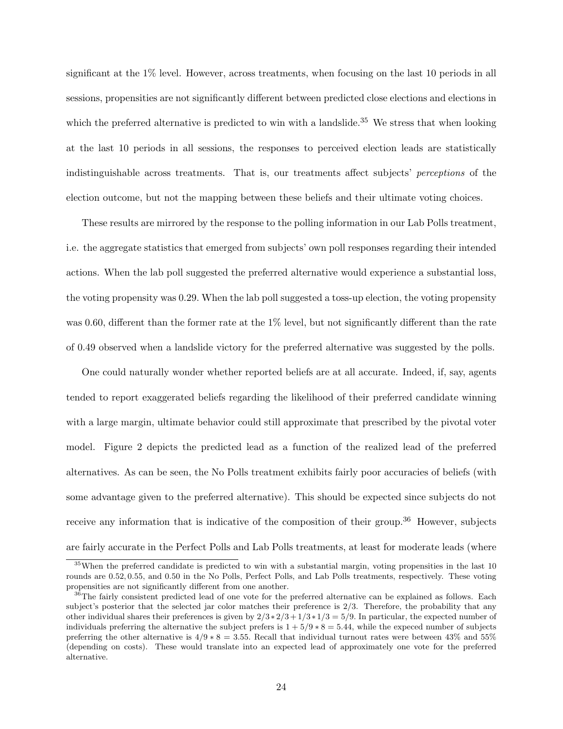significant at the 1% level. However, across treatments, when focusing on the last 10 periods in all sessions, propensities are not significantly different between predicted close elections and elections in which the preferred alternative is predicted to win with a landslide.[35] We stress that when looking at the last 10 periods in all sessions, the responses to perceived election leads are statistically indistinguishable across treatments. That is, our treatments affect subjects' *perceptions* of the election outcome, but not the mapping between these beliefs and their ultimate voting choices.

These results are mirrored by the response to the polling information in our Lab Polls treatment, i.e. the aggregate statistics that emerged from subjects' own poll responses regarding their intended actions. When the lab poll suggested the preferred alternative would experience a substantial loss, the voting propensity was 0.29. When the lab poll suggested a toss-up election, the voting propensity was 0.60, different than the former rate at the 1% level, but not significantly different than the rate of 0.49 observed when a landslide victory for the preferred alternative was suggested by the polls.

One could naturally wonder whether reported beliefs are at all accurate. Indeed, if, say, agents tended to report exaggerated beliefs regarding the likelihood of their preferred candidate winning with a large margin, ultimate behavior could still approximate that prescribed by the pivotal voter model. Figure 2 depicts the predicted lead as a function of the realized lead of the preferred alternatives. As can be seen, the No Polls treatment exhibits fairly poor accuracies of beliefs (with some advantage given to the preferred alternative). This should be expected since subjects do not receive any information that is indicative of the composition of their group.[36] However, subjects are fairly accurate in the Perfect Polls and Lab Polls treatments, at least for moderate leads (where

[35] When the preferred candidate is predicted to win with a substantial margin, voting propensities in the last 10 rounds are $0.52, 0.55$, and $0.50$ in the No Polls, Perfect Polls, and Lab Polls treatments, respectively. These voting propensities are not significantly different from one another.

[36] The fairly consistent predicted lead of one vote for the preferred alternative can be explained as follows. Each subject's posterior that the selected jar color matches their preference is $2/3$. Therefore, the probability that any other individual shares their preferences is given by $2/3 * 2/3 + 1/3 * 1/3 = 5/9$. In particular, the expected number of individuals preferring the alternative the subject prefers is $1 + 5/9 * 8 = 5.44$, while the expeced number of subjects preferring the other alternative is $4/9 * 8 = 3.55$. Recall that individual turnout rates were between 43% and 55% (depending on costs). These would translate into an expected lead of approximately one vote for the preferred alternative.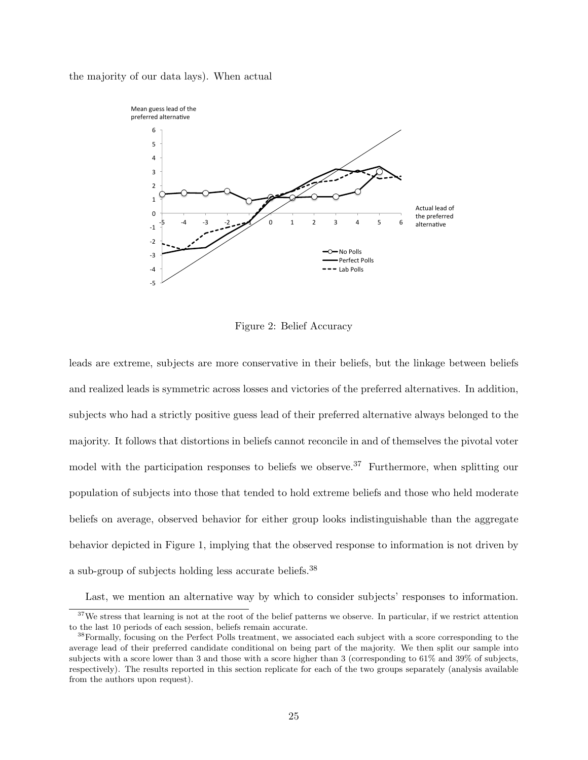the majority of our data lays). When actual

Figure 2: Belief Accuracy

leads are extreme, subjects are more conservative in their beliefs, but the linkage between beliefs and realized leads is symmetric across losses and victories of the preferred alternatives. In addition, subjects who had a strictly positive guess lead of their preferred alternative always belonged to the majority. It follows that distortions in beliefs cannot reconcile in and of themselves the pivotal voter model with the participation responses to beliefs we observe.[37] Furthermore, when splitting our population of subjects into those that tended to hold extreme beliefs and those who held moderate beliefs on average, observed behavior for either group looks indistinguishable than the aggregate behavior depicted in Figure 1, implying that the observed response to information is not driven by a sub-group of subjects holding less accurate beliefs.[38]

Last, we mention an alternative way by which to consider subjects' responses to information.

[37] We stress that learning is not at the root of the belief patterns we observe. In particular, if we restrict attention to the last 10 periods of each session, beliefs remain accurate.

[38] Formally, focusing on the Perfect Polls treatment, we associated each subject with a score corresponding to the average lead of their preferred candidate conditional on being part of the majority. We then split our sample into subjects with a score lower than 3 and those with a score higher than 3 (corresponding to 61% and 39% of subjects, respectively). The results reported in this section replicate for each of the two groups separately (analysis available from the authors upon request).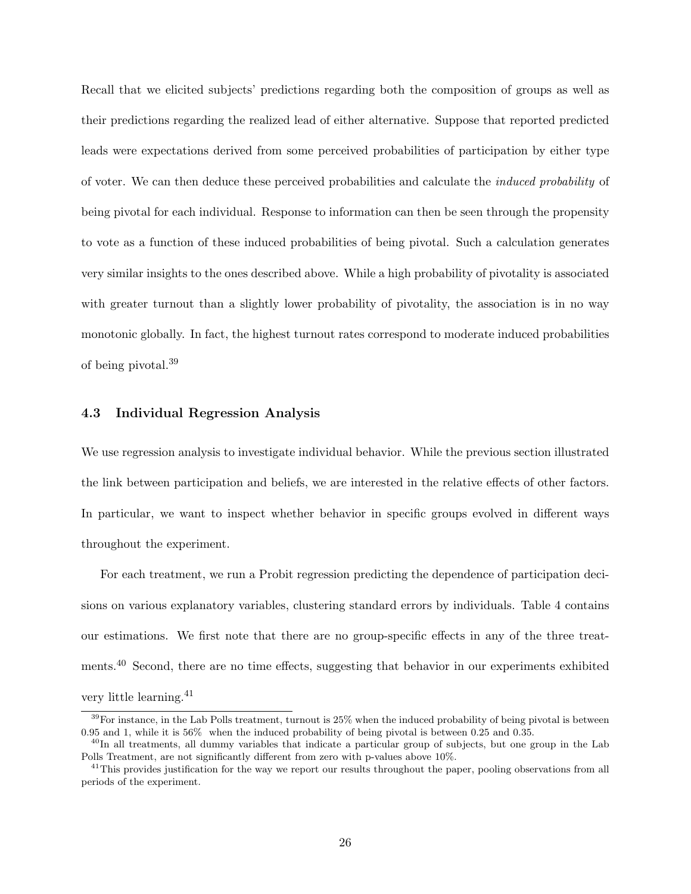Recall that we elicited subjects' predictions regarding both the composition of groups as well as their predictions regarding the realized lead of either alternative. Suppose that reported predicted leads were expectations derived from some perceived probabilities of participation by either type of voter. We can then deduce these perceived probabilities and calculate the *induced probability* of being pivotal for each individual. Response to information can then be seen through the propensity to vote as a function of these induced probabilities of being pivotal. Such a calculation generates very similar insights to the ones described above. While a high probability of pivotality is associated with greater turnout than a slightly lower probability of pivotality, the association is in no way monotonic globally. In fact, the highest turnout rates correspond to moderate induced probabilities of being pivotal.[39]

### 4.3 Individual Regression Analysis

We use regression analysis to investigate individual behavior. While the previous section illustrated the link between participation and beliefs, we are interested in the relative effects of other factors. In particular, we want to inspect whether behavior in specific groups evolved in different ways throughout the experiment.

For each treatment, we run a Probit regression predicting the dependence of participation decisions on various explanatory variables, clustering standard errors by individuals. Table 4 contains our estimations. We first note that there are no group-specific effects in any of the three treatments.[40] Second, there are no time effects, suggesting that behavior in our experiments exhibited very little learning.[41]

---

[39] For instance, in the Lab Polls treatment, turnout is 25% when the induced probability of being pivotal is between 0.95 and 1, while it is 56% when the induced probability of being pivotal is between 0.25 and 0.35.

[40] In all treatments, all dummy variables that indicate a particular group of subjects, but one group in the Lab Polls Treatment, are not significantly different from zero with p-values above 10%.

[41] This provides justification for the way we report our results throughout the paper, pooling observations from all periods of the experiment.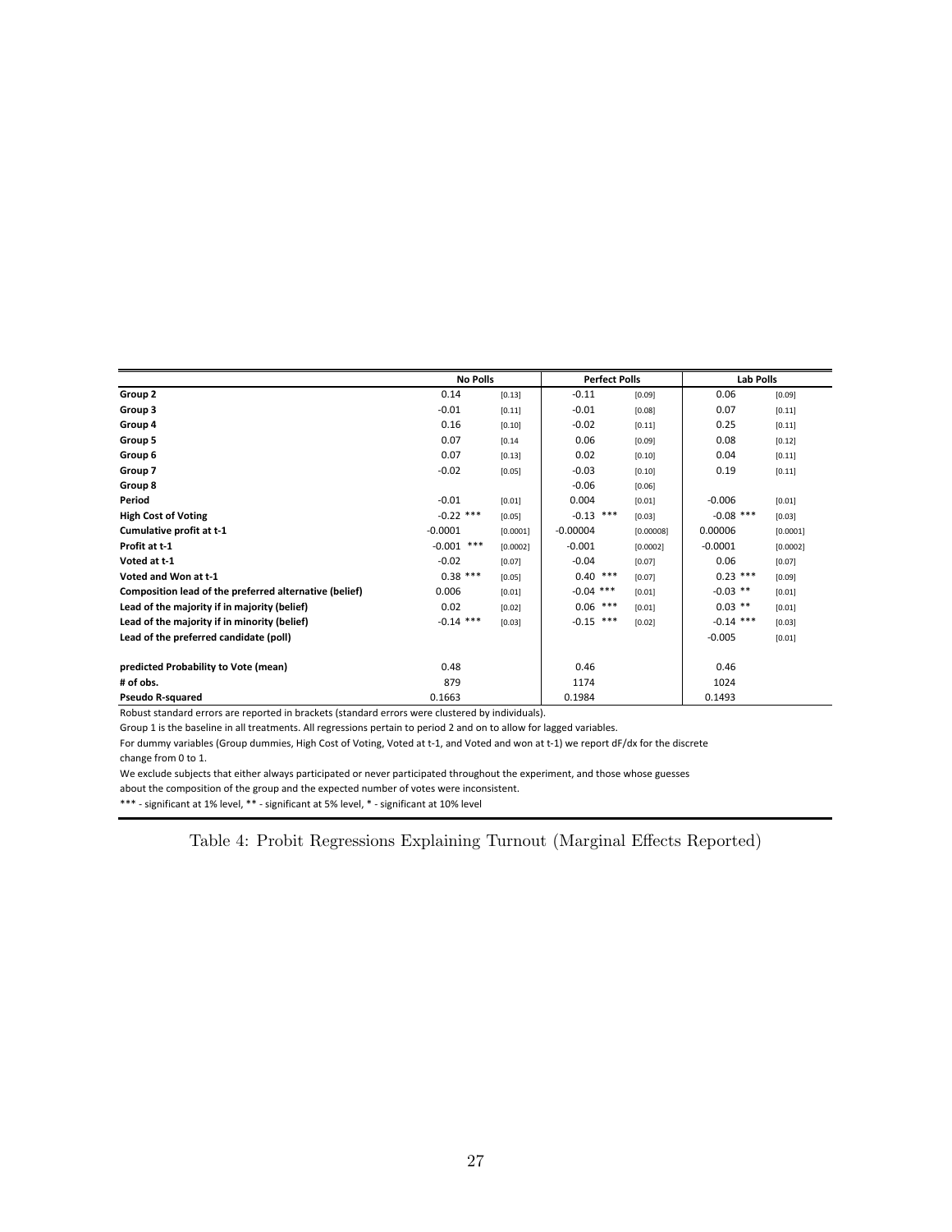| | No Polls | | Perfect Polls | | Lab Polls | |
|---|---|---|---|---|---|---|
| **Group 2** | 0.14 | [0.13] | -0.11 | [0.09] | 0.06 | [0.09] |
| **Group 3** | -0.01 | [0.11] | -0.01 | [0.08] | 0.07 | [0.11] |
| **Group 4** | 0.16 | [0.10] | -0.02 | [0.11] | 0.25 | [0.11] |
| **Group 5** | 0.07 | [0.14 | 0.06 | [0.09] | 0.08 | [0.12] |
| **Group 6** | 0.07 | [0.13] | 0.02 | [0.10] | 0.04 | [0.11] |
| **Group 7** | -0.02 | [0.05] | -0.03 | [0.10] | 0.19 | [0.11] |
| **Group 8** | | | -0.06 | [0.06] | | |
| **Period** | -0.01 | [0.01] | 0.004 | [0.01] | -0.006 | [0.01] |
| **High Cost of Voting** | -0.22 *** | [0.05] | -0.13 *** | [0.03] | -0.08 *** | [0.03] |
| **Cumulative profit at t-1** | -0.0001 | [0.0001] | -0.00004 | [0.00008] | 0.00006 | [0.0001] |
| **Profit at t-1** | -0.001 *** | [0.0002] | -0.001 | [0.0002] | -0.0001 | [0.0002] |
| **Voted at t-1** | -0.02 | [0.07] | -0.04 | [0.07] | 0.06 | [0.07] |
| **Voted and Won at t-1** | 0.38 *** | [0.05] | 0.40 *** | [0.07] | 0.23 *** | [0.09] |
| **Composition lead of the preferred alternative (belief)** | 0.006 | [0.01] | -0.04 *** | [0.01] | -0.03 ** | [0.01] |
| **Lead of the majority if in majority (belief)** | 0.02 | [0.02] | 0.06 *** | [0.01] | 0.03 ** | [0.01] |
| **Lead of the majority if in minority (belief)** | -0.14 *** | [0.03] | -0.15 *** | [0.02] | -0.14 *** | [0.03] |
| **Lead of the preferred candidate (poll)** | | | | | -0.005 | [0.01] |
| | | | | | | |
| **predicted Probability to Vote (mean)** | 0.48 | | 0.46 | | 0.46 | |
| **# of obs.** | 879 | | 1174 | | 1024 | |
| **Pseudo R-squared** | 0.1663 | | 0.1984 | | 0.1493 | |

Robust standard errors are reported in brackets (standard errors were clustered by individuals).

Group 1 is the baseline in all treatments. All regressions pertain to period 2 and on to allow for lagged variables.

For dummy variables (Group dummies, High Cost of Voting, Voted at t-1, and Voted and won at t-1) we report dF/dx for the discrete change from 0 to 1.

We exclude subjects that either always participated or never participated throughout the experiment, and those whose guesses about the composition of the group and the expected number of votes were inconsistent.

*** - significant at 1% level, ** - significant at 5% level, * - significant at 10% level

Table 4: Probit Regressions Explaining Turnout (Marginal Effects Reported)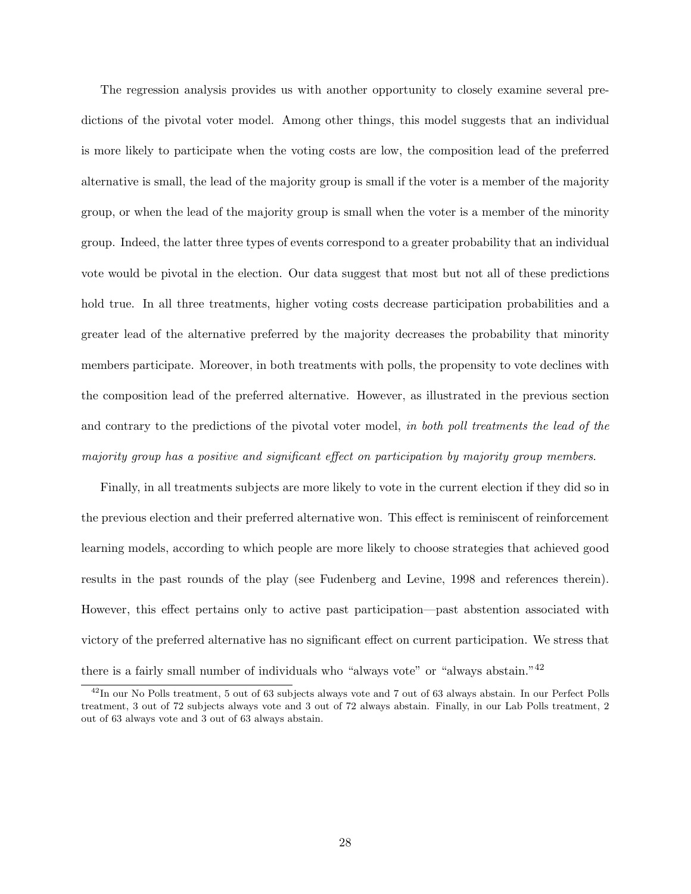The regression analysis provides us with another opportunity to closely examine several predictions of the pivotal voter model. Among other things, this model suggests that an individual is more likely to participate when the voting costs are low, the composition lead of the preferred alternative is small, the lead of the majority group is small if the voter is a member of the majority group, or when the lead of the majority group is small when the voter is a member of the minority group. Indeed, the latter three types of events correspond to a greater probability that an individual vote would be pivotal in the election. Our data suggest that most but not all of these predictions hold true. In all three treatments, higher voting costs decrease participation probabilities and a greater lead of the alternative preferred by the majority decreases the probability that minority members participate. Moreover, in both treatments with polls, the propensity to vote declines with the composition lead of the preferred alternative. However, as illustrated in the previous section and contrary to the predictions of the pivotal voter model, *in both poll treatments the lead of the majority group has a positive and significant effect on participation by majority group members*.

Finally, in all treatments subjects are more likely to vote in the current election if they did so in the previous election and their preferred alternative won. This effect is reminiscent of reinforcement learning models, according to which people are more likely to choose strategies that achieved good results in the past rounds of the play (see Fudenberg and Levine, 1998 and references therein). However, this effect pertains only to active past participation—past abstention associated with victory of the preferred alternative has no significant effect on current participation. We stress that there is a fairly small number of individuals who "always vote" or "always abstain."[42]

[42] In our No Polls treatment, 5 out of 63 subjects always vote and 7 out of 63 always abstain. In our Perfect Polls treatment, 3 out of 72 subjects always vote and 3 out of 72 always abstain. Finally, in our Lab Polls treatment, 2 out of 63 always vote and 3 out of 63 always abstain.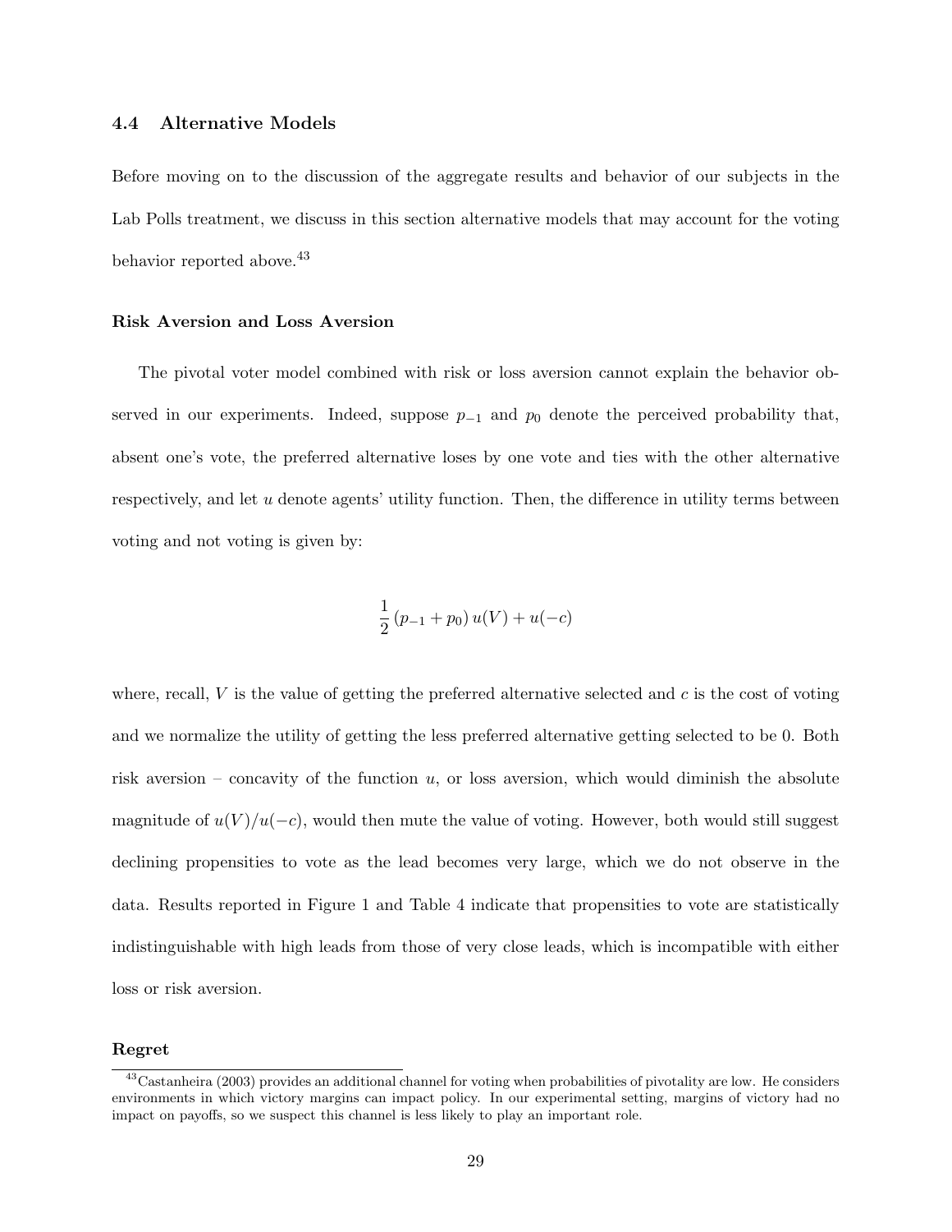### 4.4 Alternative Models

Before moving on to the discussion of the aggregate results and behavior of our subjects in the Lab Polls treatment, we discuss in this section alternative models that may account for the voting behavior reported above.[43]

**Risk Aversion and Loss Aversion**

The pivotal voter model combined with risk or loss aversion cannot explain the behavior observed in our experiments. Indeed, suppose $p_{-1}$ and $p_0$ denote the perceived probability that, absent one's vote, the preferred alternative loses by one vote and ties with the other alternative respectively, and let $u$ denote agents' utility function. Then, the difference in utility terms between voting and not voting is given by:

$$\frac{1}{2}\left(p_{-1}+p_{0}\right)u(V)+u(-c)$$

where, recall, $V$ is the value of getting the preferred alternative selected and $c$ is the cost of voting and we normalize the utility of getting the less preferred alternative getting selected to be 0. Both risk aversion – concavity of the function $u$, or loss aversion, which would diminish the absolute magnitude of $u(V)/u(-c)$, would then mute the value of voting. However, both would still suggest declining propensities to vote as the lead becomes very large, which we do not observe in the data. Results reported in Figure 1 and Table 4 indicate that propensities to vote are statistically indistinguishable with high leads from those of very close leads, which is incompatible with either loss or risk aversion.

**Regret**

[43] Castanheira (2003) provides an additional channel for voting when probabilities of pivotality are low. He considers environments in which victory margins can impact policy. In our experimental setting, margins of victory had no impact on payoffs, so we suspect this channel is less likely to play an important role.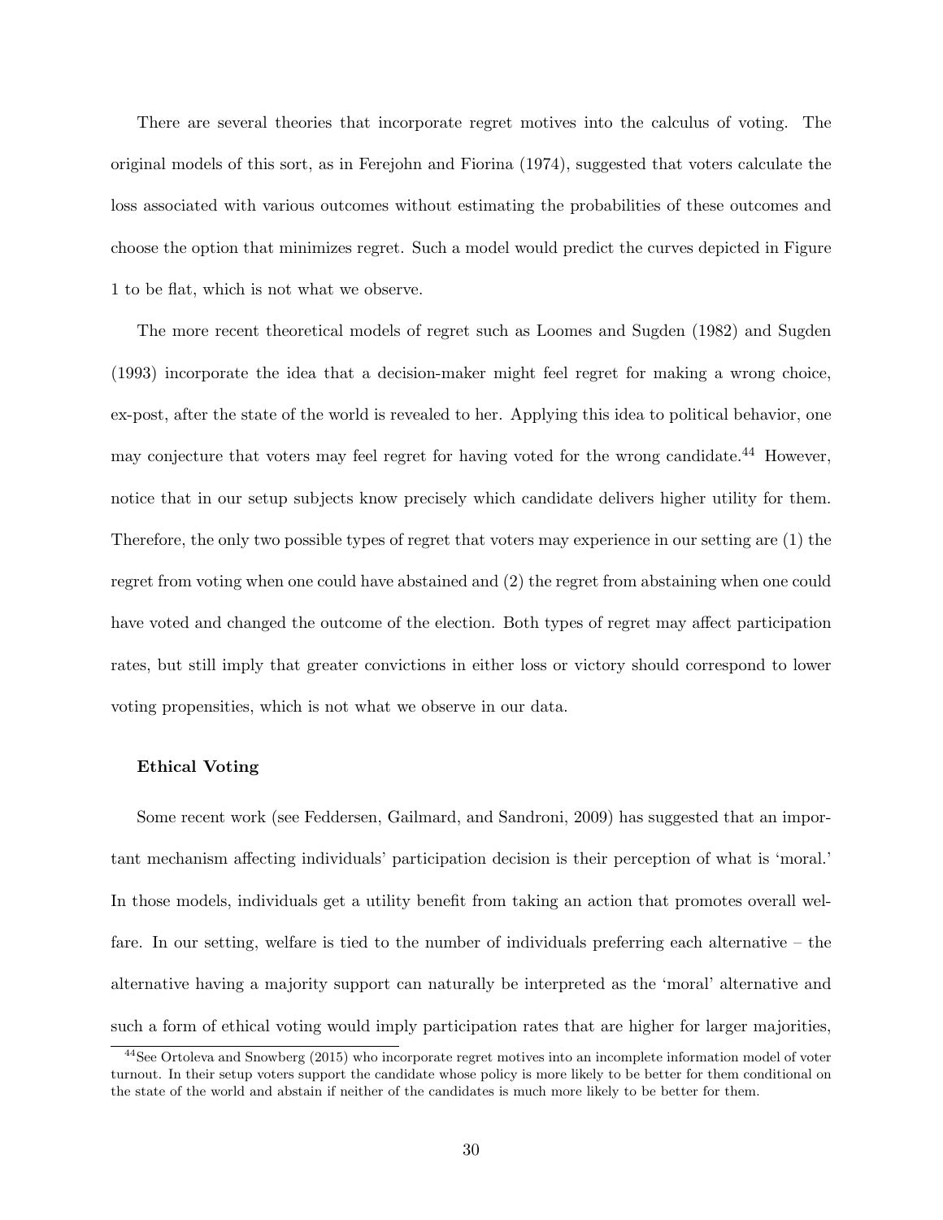There are several theories that incorporate regret motives into the calculus of voting. The original models of this sort, as in Ferejohn and Fiorina (1974), suggested that voters calculate the loss associated with various outcomes without estimating the probabilities of these outcomes and choose the option that minimizes regret. Such a model would predict the curves depicted in Figure 1 to be flat, which is not what we observe.

The more recent theoretical models of regret such as Loomes and Sugden (1982) and Sugden (1993) incorporate the idea that a decision-maker might feel regret for making a wrong choice, ex-post, after the state of the world is revealed to her. Applying this idea to political behavior, one may conjecture that voters may feel regret for having voted for the wrong candidate.[44] However, notice that in our setup subjects know precisely which candidate delivers higher utility for them. Therefore, the only two possible types of regret that voters may experience in our setting are (1) the regret from voting when one could have abstained and (2) the regret from abstaining when one could have voted and changed the outcome of the election. Both types of regret may affect participation rates, but still imply that greater convictions in either loss or victory should correspond to lower voting propensities, which is not what we observe in our data.

**Ethical Voting**

Some recent work (see Feddersen, Gailmard, and Sandroni, 2009) has suggested that an important mechanism affecting individuals' participation decision is their perception of what is 'moral.' In those models, individuals get a utility benefit from taking an action that promotes overall welfare. In our setting, welfare is tied to the number of individuals preferring each alternative – the alternative having a majority support can naturally be interpreted as the 'moral' alternative and such a form of ethical voting would imply participation rates that are higher for larger majorities,

[44] See Ortoleva and Snowberg (2015) who incorporate regret motives into an incomplete information model of voter turnout. In their setup voters support the candidate whose policy is more likely to be better for them conditional on the state of the world and abstain if neither of the candidates is much more likely to be better for them.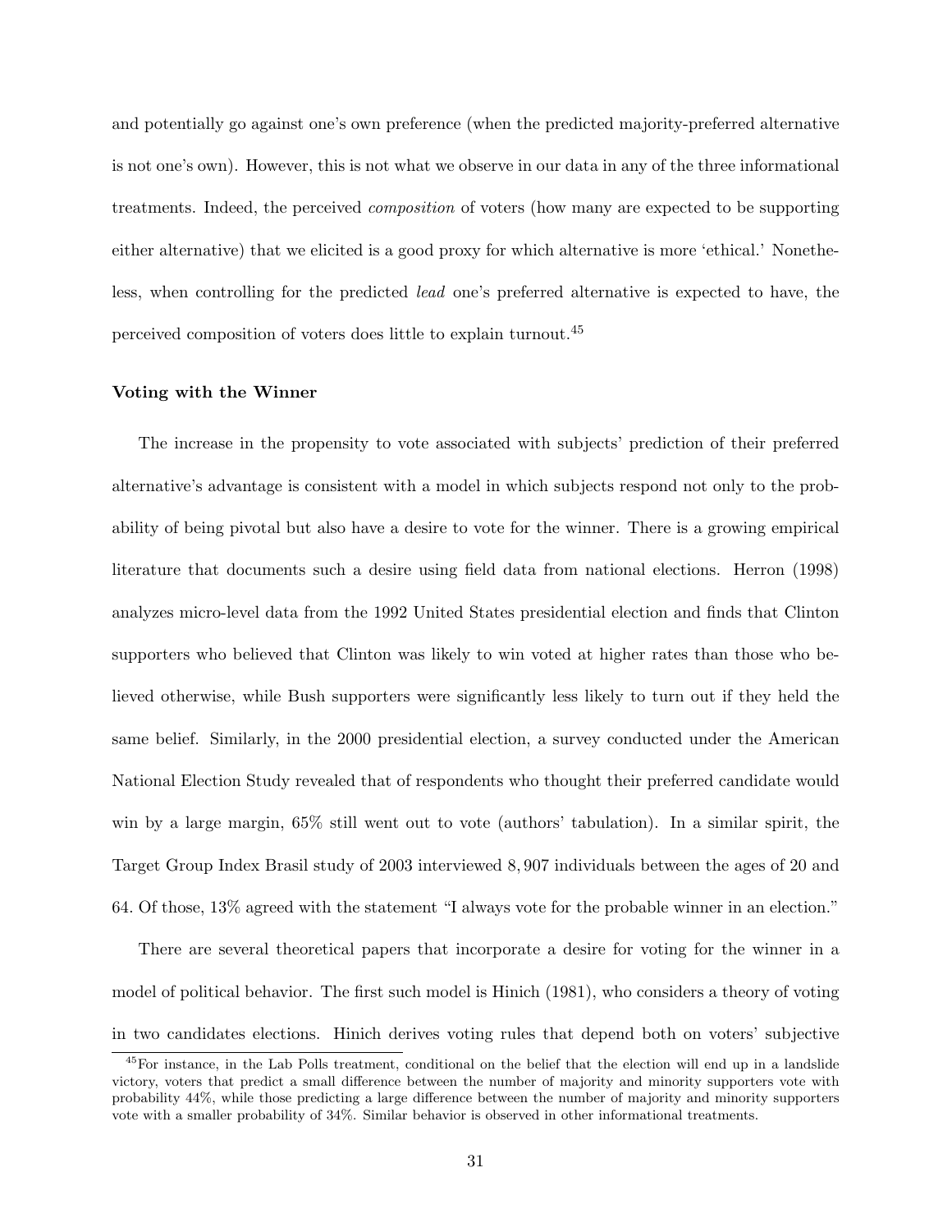and potentially go against one's own preference (when the predicted majority-preferred alternative is not one's own). However, this is not what we observe in our data in any of the three informational treatments. Indeed, the perceived *composition* of voters (how many are expected to be supporting either alternative) that we elicited is a good proxy for which alternative is more 'ethical.' Nonetheless, when controlling for the predicted *lead* one's preferred alternative is expected to have, the perceived composition of voters does little to explain turnout.[45]

**Voting with the Winner**

The increase in the propensity to vote associated with subjects' prediction of their preferred alternative's advantage is consistent with a model in which subjects respond not only to the probability of being pivotal but also have a desire to vote for the winner. There is a growing empirical literature that documents such a desire using field data from national elections. Herron (1998) analyzes micro-level data from the 1992 United States presidential election and finds that Clinton supporters who believed that Clinton was likely to win voted at higher rates than those who believed otherwise, while Bush supporters were significantly less likely to turn out if they held the same belief. Similarly, in the 2000 presidential election, a survey conducted under the American National Election Study revealed that of respondents who thought their preferred candidate would win by a large margin, 65% still went out to vote (authors' tabulation). In a similar spirit, the Target Group Index Brasil study of 2003 interviewed 8,907 individuals between the ages of 20 and 64. Of those, 13% agreed with the statement "I always vote for the probable winner in an election."

There are several theoretical papers that incorporate a desire for voting for the winner in a model of political behavior. The first such model is Hinich (1981), who considers a theory of voting in two candidates elections. Hinich derives voting rules that depend both on voters' subjective

[45] For instance, in the Lab Polls treatment, conditional on the belief that the election will end up in a landslide victory, voters that predict a small difference between the number of majority and minority supporters vote with probability 44%, while those predicting a large difference between the number of majority and minority supporters vote with a smaller probability of 34%. Similar behavior is observed in other informational treatments.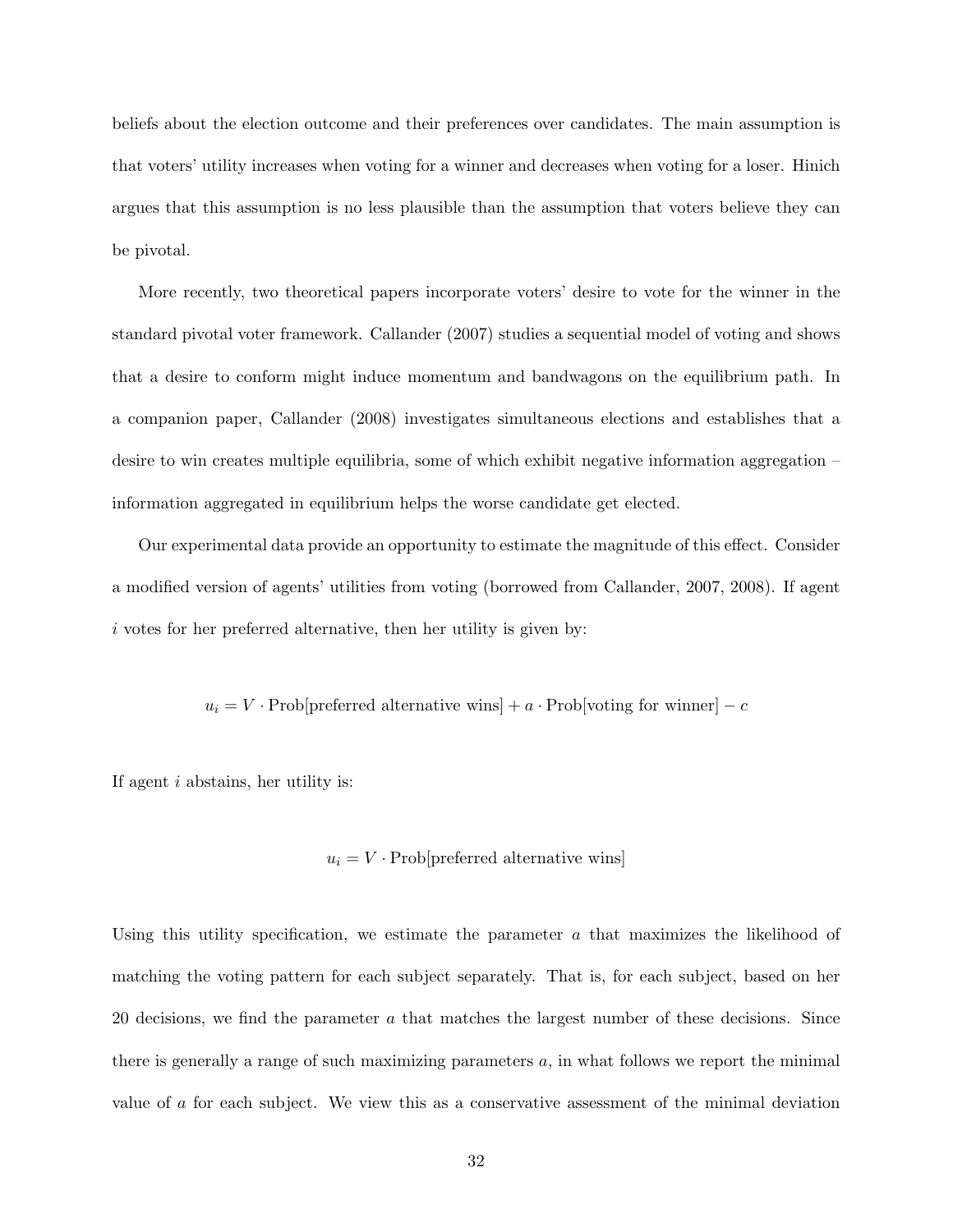beliefs about the election outcome and their preferences over candidates. The main assumption is that voters' utility increases when voting for a winner and decreases when voting for a loser. Hinich argues that this assumption is no less plausible than the assumption that voters believe they can be pivotal.

More recently, two theoretical papers incorporate voters' desire to vote for the winner in the standard pivotal voter framework. Callander (2007) studies a sequential model of voting and shows that a desire to conform might induce momentum and bandwagons on the equilibrium path. In a companion paper, Callander (2008) investigates simultaneous elections and establishes that a desire to win creates multiple equilibria, some of which exhibit negative information aggregation – information aggregated in equilibrium helps the worse candidate get elected.

Our experimental data provide an opportunity to estimate the magnitude of this effect. Consider a modified version of agents' utilities from voting (borrowed from Callander, 2007, 2008). If agent $i$ votes for her preferred alternative, then her utility is given by:

$$u_i = V \cdot \text{Prob[preferred alternative wins]} + a \cdot \text{Prob[voting for winner]} - c$$

If agent $i$ abstains, her utility is:

$$u_i = V \cdot \text{Prob[preferred alternative wins]}$$

Using this utility specification, we estimate the parameter $a$ that maximizes the likelihood of matching the voting pattern for each subject separately. That is, for each subject, based on her 20 decisions, we find the parameter $a$ that matches the largest number of these decisions. Since there is generally a range of such maximizing parameters $a$, in what follows we report the minimal value of $a$ for each subject. We view this as a conservative assessment of the minimal deviation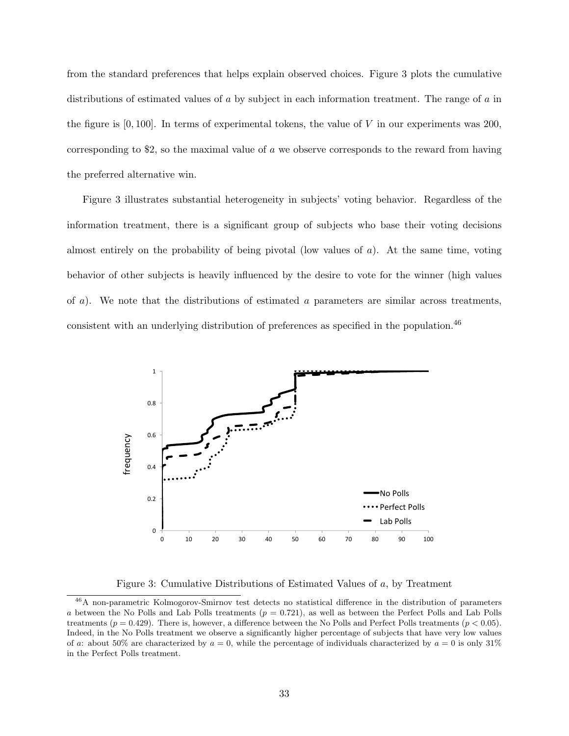from the standard preferences that helps explain observed choices. Figure 3 plots the cumulative distributions of estimated values of $a$ by subject in each information treatment. The range of $a$ in the figure is $[0, 100]$. In terms of experimental tokens, the value of $V$ in our experiments was 200, corresponding to \$2, so the maximal value of $a$ we observe corresponds to the reward from having the preferred alternative win.

Figure 3 illustrates substantial heterogeneity in subjects' voting behavior. Regardless of the information treatment, there is a significant group of subjects who base their voting decisions almost entirely on the probability of being pivotal (low values of $a$). At the same time, voting behavior of other subjects is heavily influenced by the desire to vote for the winner (high values of $a$). We note that the distributions of estimated $a$ parameters are similar across treatments, consistent with an underlying distribution of preferences as specified in the population.[46]

Figure 3: Cumulative Distributions of Estimated Values of $a$, by Treatment

[46] A non-parametric Kolmogorov-Smirnov test detects no statistical difference in the distribution of parameters $a$ between the No Polls and Lab Polls treatments ($p = 0.721$), as well as between the Perfect Polls and Lab Polls treatments ($p = 0.429$). There is, however, a difference between the No Polls and Perfect Polls treatments ($p < 0.05$). Indeed, in the No Polls treatment we observe a significantly higher percentage of subjects that have very low values of $a$: about 50% are characterized by $a = 0$, while the percentage of individuals characterized by $a = 0$ is only 31% in the Perfect Polls treatment.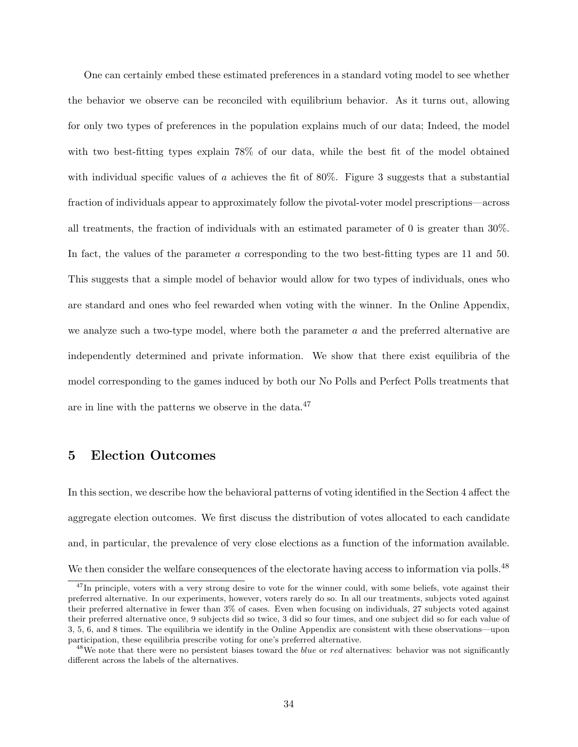One can certainly embed these estimated preferences in a standard voting model to see whether the behavior we observe can be reconciled with equilibrium behavior. As it turns out, allowing for only two types of preferences in the population explains much of our data; Indeed, the model with two best-fitting types explain 78% of our data, while the best fit of the model obtained with individual specific values of $a$ achieves the fit of 80%. Figure 3 suggests that a substantial fraction of individuals appear to approximately follow the pivotal-voter model prescriptions—across all treatments, the fraction of individuals with an estimated parameter of 0 is greater than 30%. In fact, the values of the parameter $a$ corresponding to the two best-fitting types are 11 and 50. This suggests that a simple model of behavior would allow for two types of individuals, ones who are standard and ones who feel rewarded when voting with the winner. In the Online Appendix, we analyze such a two-type model, where both the parameter $a$ and the preferred alternative are independently determined and private information. We show that there exist equilibria of the model corresponding to the games induced by both our No Polls and Perfect Polls treatments that are in line with the patterns we observe in the data.[47]

## 5 Election Outcomes

In this section, we describe how the behavioral patterns of voting identified in the Section 4 affect the aggregate election outcomes. We first discuss the distribution of votes allocated to each candidate and, in particular, the prevalence of very close elections as a function of the information available. We then consider the welfare consequences of the electorate having access to information via polls.[48]

[47] In principle, voters with a very strong desire to vote for the winner could, with some beliefs, vote against their preferred alternative. In our experiments, however, voters rarely do so. In all our treatments, subjects voted against their preferred alternative in fewer than 3% of cases. Even when focusing on individuals, 27 subjects voted against their preferred alternative once, 9 subjects did so twice, 3 did so four times, and one subject did so for each value of 3, 5, 6, and 8 times. The equilibria we identify in the Online Appendix are consistent with these observations—upon participation, these equilibria prescribe voting for one's preferred alternative.

[48] We note that there were no persistent biases toward the *blue* or *red* alternatives: behavior was not significantly different across the labels of the alternatives.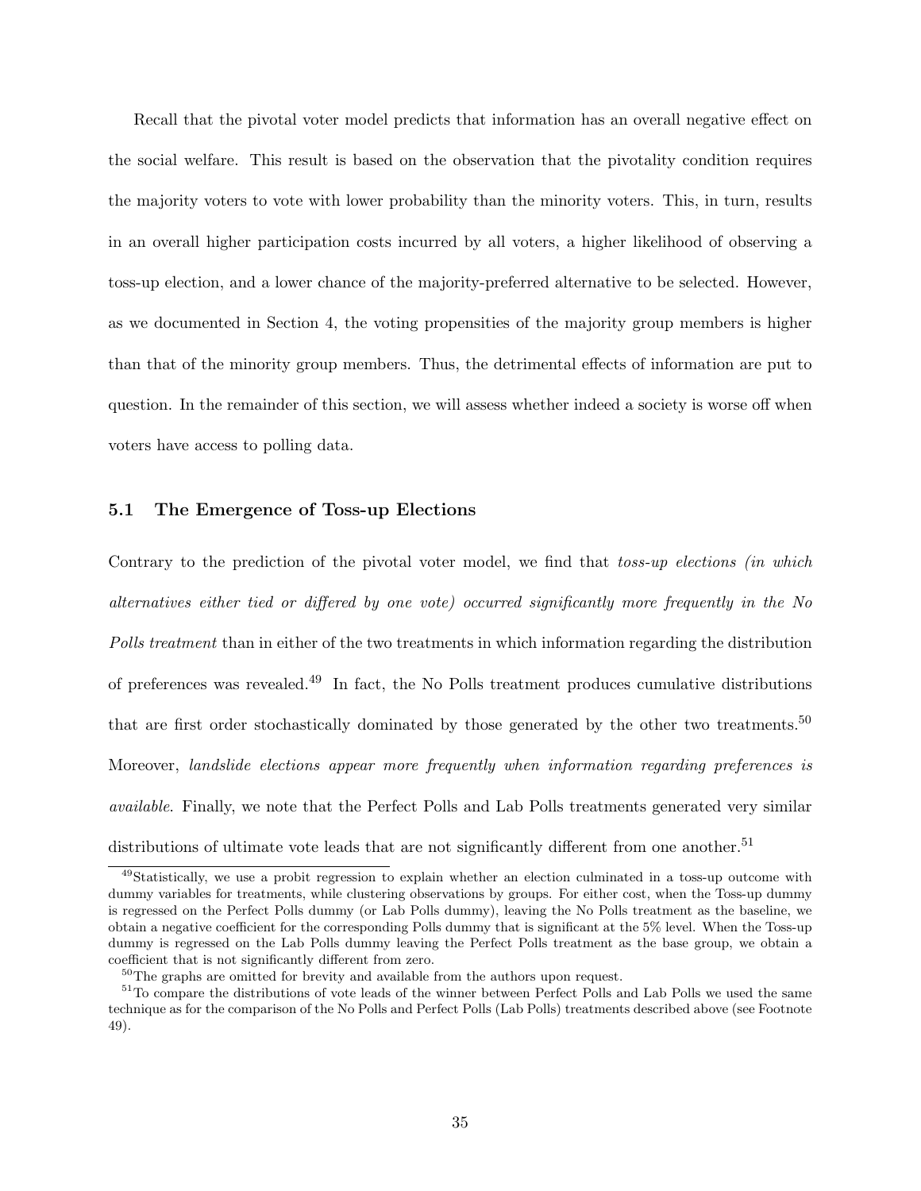Recall that the pivotal voter model predicts that information has an overall negative effect on the social welfare. This result is based on the observation that the pivotality condition requires the majority voters to vote with lower probability than the minority voters. This, in turn, results in an overall higher participation costs incurred by all voters, a higher likelihood of observing a toss-up election, and a lower chance of the majority-preferred alternative to be selected. However, as we documented in Section 4, the voting propensities of the majority group members is higher than that of the minority group members. Thus, the detrimental effects of information are put to question. In the remainder of this section, we will assess whether indeed a society is worse off when voters have access to polling data.

### 5.1 The Emergence of Toss-up Elections

Contrary to the prediction of the pivotal voter model, we find that *toss-up elections (in which alternatives either tied or differed by one vote) occurred significantly more frequently in the No Polls treatment* than in either of the two treatments in which information regarding the distribution of preferences was revealed.[49] In fact, the No Polls treatment produces cumulative distributions that are first order stochastically dominated by those generated by the other two treatments.[50] Moreover, *landslide elections appear more frequently when information regarding preferences is available*. Finally, we note that the Perfect Polls and Lab Polls treatments generated very similar distributions of ultimate vote leads that are not significantly different from one another.[51]

---

[49] Statistically, we use a probit regression to explain whether an election culminated in a toss-up outcome with dummy variables for treatments, while clustering observations by groups. For either cost, when the Toss-up dummy is regressed on the Perfect Polls dummy (or Lab Polls dummy), leaving the No Polls treatment as the baseline, we obtain a negative coefficient for the corresponding Polls dummy that is significant at the 5% level. When the Toss-up dummy is regressed on the Lab Polls dummy leaving the Perfect Polls treatment as the base group, we obtain a coefficient that is not significantly different from zero.

[50] The graphs are omitted for brevity and available from the authors upon request.

[51] To compare the distributions of vote leads of the winner between Perfect Polls and Lab Polls we used the same technique as for the comparison of the No Polls and Perfect Polls (Lab Polls) treatments described above (see Footnote 49).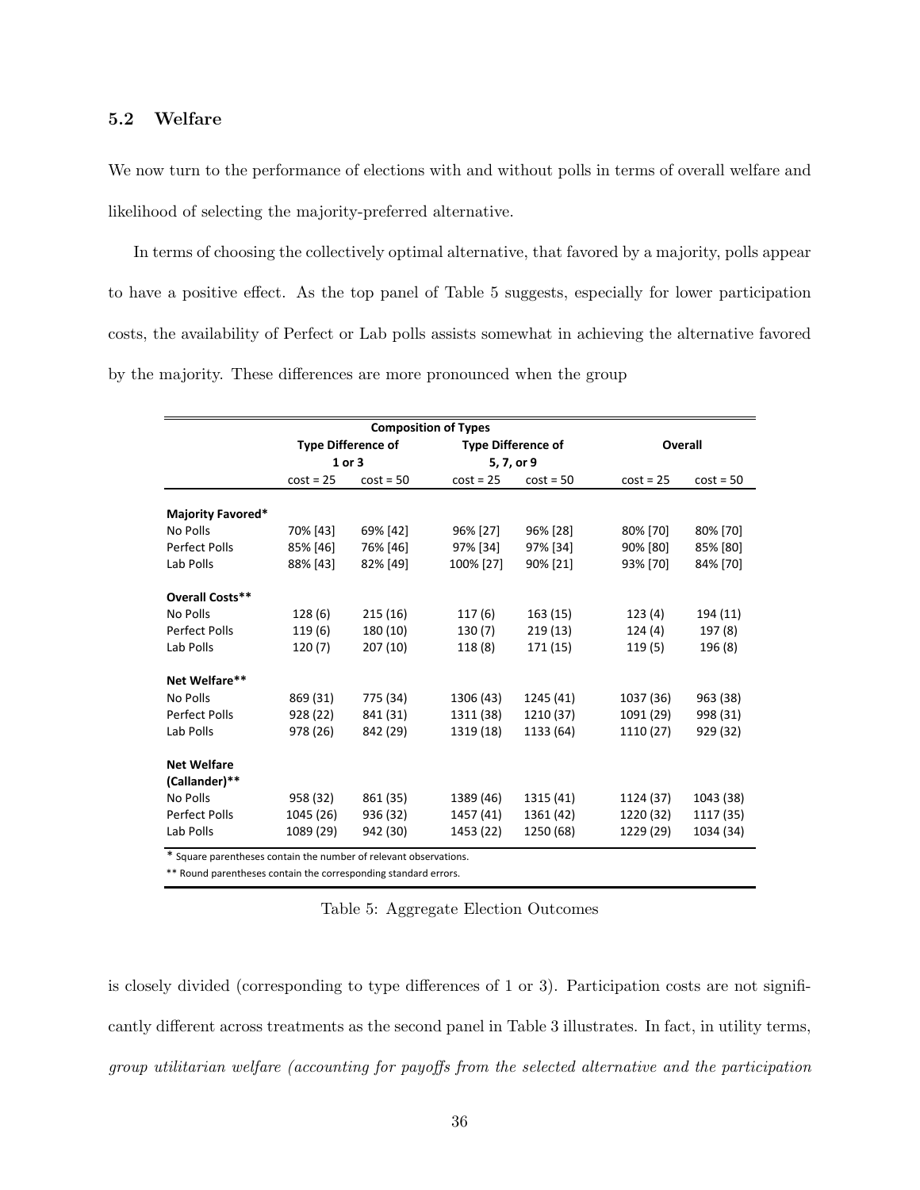### 5.2 Welfare

We now turn to the performance of elections with and without polls in terms of overall welfare and likelihood of selecting the majority-preferred alternative.

In terms of choosing the collectively optimal alternative, that favored by a majority, polls appear to have a positive effect. As the top panel of Table 5 suggests, especially for lower participation costs, the availability of Perfect or Lab polls assists somewhat in achieving the alternative favored by the majority. These differences are more pronounced when the group

| | Composition of Types | | | | | |
|---|---|---|---|---|---|---|
| | Type Difference of 1 or 3 | | Type Difference of 5, 7, or 9 | | Overall | |
| | cost = 25 | cost = 50 | cost = 25 | cost = 50 | cost = 25 | cost = 50 |
| **Majority Favored*** | | | | | | |
| No Polls | 70% [43] | 69% [42] | 96% [27] | 96% [28] | 80% [70] | 80% [70] |
| Perfect Polls | 85% [46] | 76% [46] | 97% [34] | 97% [34] | 90% [80] | 85% [80] |
| Lab Polls | 88% [43] | 82% [49] | 100% [27] | 90% [21] | 93% [70] | 84% [70] |
| **Overall Costs**** | | | | | | |
| No Polls | 128 (6) | 215 (16) | 117 (6) | 163 (15) | 123 (4) | 194 (11) |
| Perfect Polls | 119 (6) | 180 (10) | 130 (7) | 219 (13) | 124 (4) | 197 (8) |
| Lab Polls | 120 (7) | 207 (10) | 118 (8) | 171 (15) | 119 (5) | 196 (8) |
| **Net Welfare**** | | | | | | |
| No Polls | 869 (31) | 775 (34) | 1306 (43) | 1245 (41) | 1037 (36) | 963 (38) |
| Perfect Polls | 928 (22) | 841 (31) | 1311 (38) | 1210 (37) | 1091 (29) | 998 (31) |
| Lab Polls | 978 (26) | 842 (29) | 1319 (18) | 1133 (64) | 1110 (27) | 929 (32) |
| **Net Welfare (Callander)**** | | | | | | |
| No Polls | 958 (32) | 861 (35) | 1389 (46) | 1315 (41) | 1124 (37) | 1043 (38) |
| Perfect Polls | 1045 (26) | 936 (32) | 1457 (41) | 1361 (42) | 1220 (32) | 1117 (35) |
| Lab Polls | 1089 (29) | 942 (30) | 1453 (22) | 1250 (68) | 1229 (29) | 1034 (34) |

* Square parentheses contain the number of relevant observations.

** Round parentheses contain the corresponding standard errors.

Table 5: Aggregate Election Outcomes

is closely divided (corresponding to type differences of 1 or 3). Participation costs are not significantly different across treatments as the second panel in Table 3 illustrates. In fact, in utility terms, *group utilitarian welfare (accounting for payoffs from the selected alternative and the participation*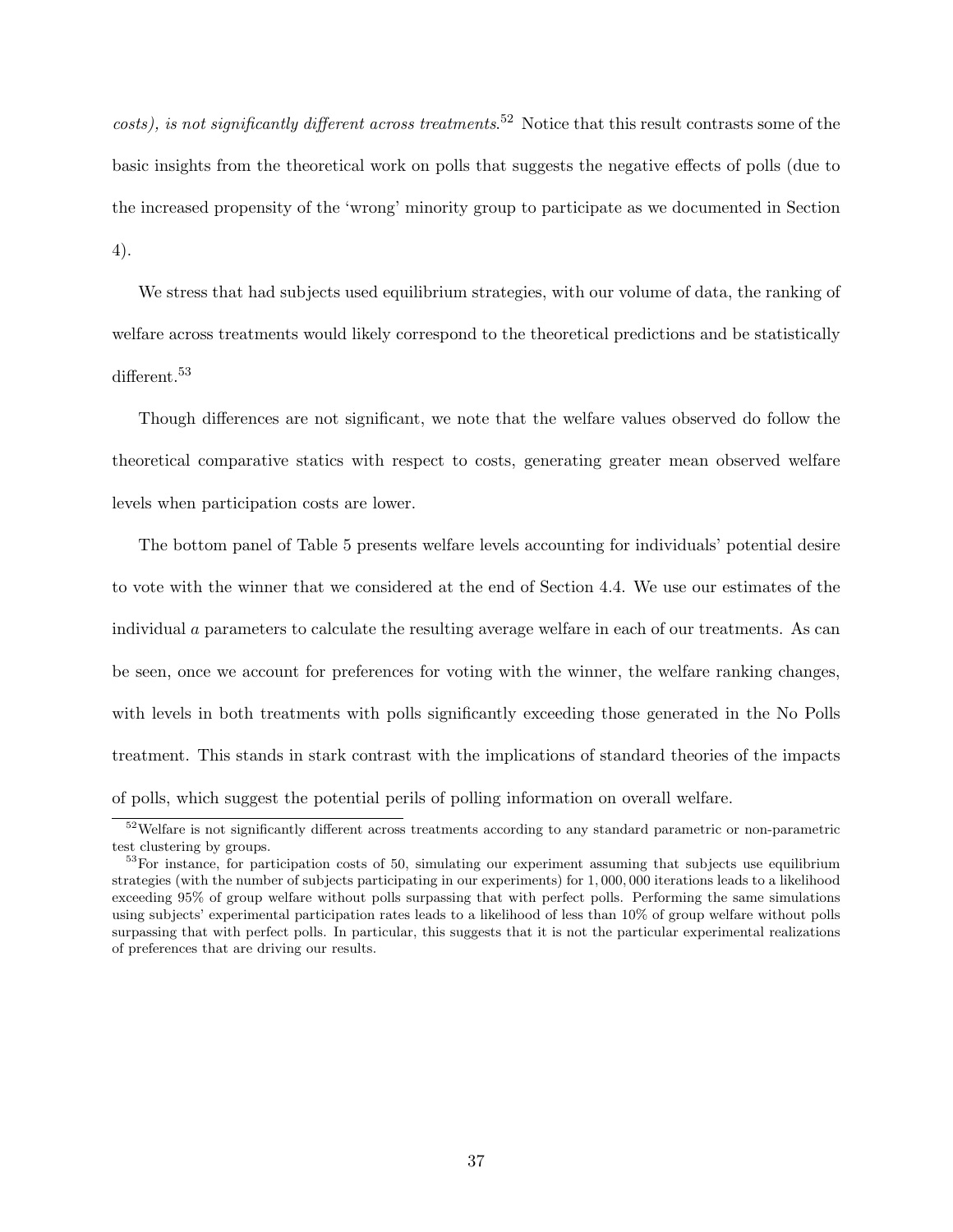*costs), is not significantly different across treatments*.[52] Notice that this result contrasts some of the basic insights from the theoretical work on polls that suggests the negative effects of polls (due to the increased propensity of the 'wrong' minority group to participate as we documented in Section 4).

We stress that had subjects used equilibrium strategies, with our volume of data, the ranking of welfare across treatments would likely correspond to the theoretical predictions and be statistically different.[53]

Though differences are not significant, we note that the welfare values observed do follow the theoretical comparative statics with respect to costs, generating greater mean observed welfare levels when participation costs are lower.

The bottom panel of Table 5 presents welfare levels accounting for individuals' potential desire to vote with the winner that we considered at the end of Section 4.4. We use our estimates of the individual $a$ parameters to calculate the resulting average welfare in each of our treatments. As can be seen, once we account for preferences for voting with the winner, the welfare ranking changes, with levels in both treatments with polls significantly exceeding those generated in the No Polls treatment. This stands in stark contrast with the implications of standard theories of the impacts of polls, which suggest the potential perils of polling information on overall welfare.

---

[52] Welfare is not significantly different across treatments according to any standard parametric or non-parametric test clustering by groups.

[53] For instance, for participation costs of 50, simulating our experiment assuming that subjects use equilibrium strategies (with the number of subjects participating in our experiments) for 1,000,000 iterations leads to a likelihood exceeding 95% of group welfare without polls surpassing that with perfect polls. Performing the same simulations using subjects' experimental participation rates leads to a likelihood of less than 10% of group welfare without polls surpassing that with perfect polls. In particular, this suggests that it is not the particular experimental realizations of preferences that are driving our results.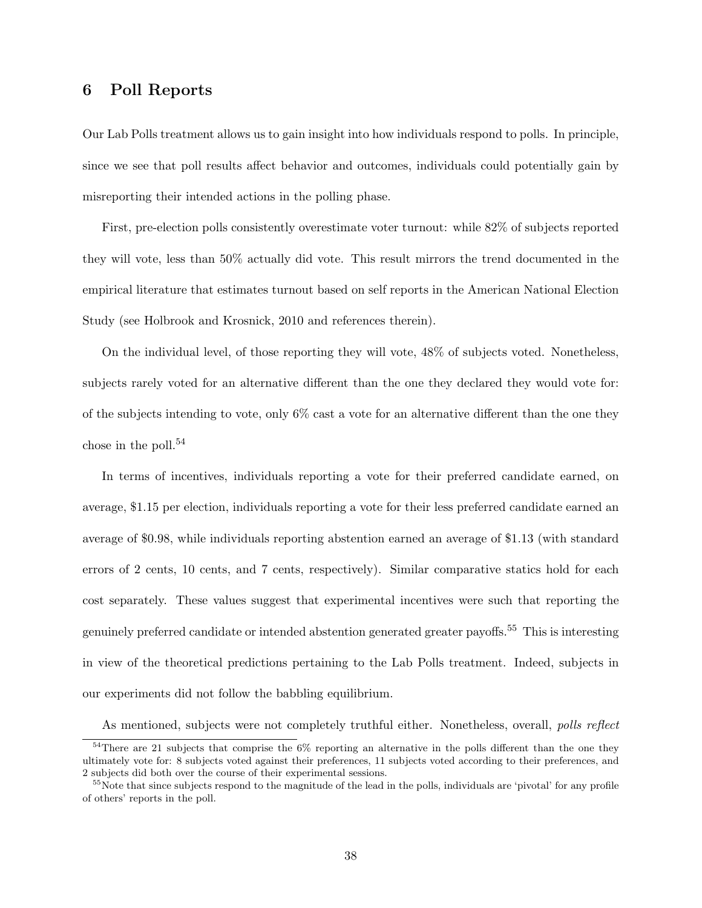## 6 Poll Reports

Our Lab Polls treatment allows us to gain insight into how individuals respond to polls. In principle, since we see that poll results affect behavior and outcomes, individuals could potentially gain by misreporting their intended actions in the polling phase.

First, pre-election polls consistently overestimate voter turnout: while 82% of subjects reported they will vote, less than 50% actually did vote. This result mirrors the trend documented in the empirical literature that estimates turnout based on self reports in the American National Election Study (see Holbrook and Krosnick, 2010 and references therein).

On the individual level, of those reporting they will vote, 48% of subjects voted. Nonetheless, subjects rarely voted for an alternative different than the one they declared they would vote for: of the subjects intending to vote, only 6% cast a vote for an alternative different than the one they chose in the poll.[54]

In terms of incentives, individuals reporting a vote for their preferred candidate earned, on average, \$1.15 per election, individuals reporting a vote for their less preferred candidate earned an average of \$0.98, while individuals reporting abstention earned an average of \$1.13 (with standard errors of 2 cents, 10 cents, and 7 cents, respectively). Similar comparative statics hold for each cost separately. These values suggest that experimental incentives were such that reporting the genuinely preferred candidate or intended abstention generated greater payoffs.[55] This is interesting in view of the theoretical predictions pertaining to the Lab Polls treatment. Indeed, subjects in our experiments did not follow the babbling equilibrium.

As mentioned, subjects were not completely truthful either. Nonetheless, overall, *polls reflect*

---

[54] There are 21 subjects that comprise the 6% reporting an alternative in the polls different than the one they ultimately vote for: 8 subjects voted against their preferences, 11 subjects voted according to their preferences, and 2 subjects did both over the course of their experimental sessions.

[55] Note that since subjects respond to the magnitude of the lead in the polls, individuals are 'pivotal' for any profile of others' reports in the poll.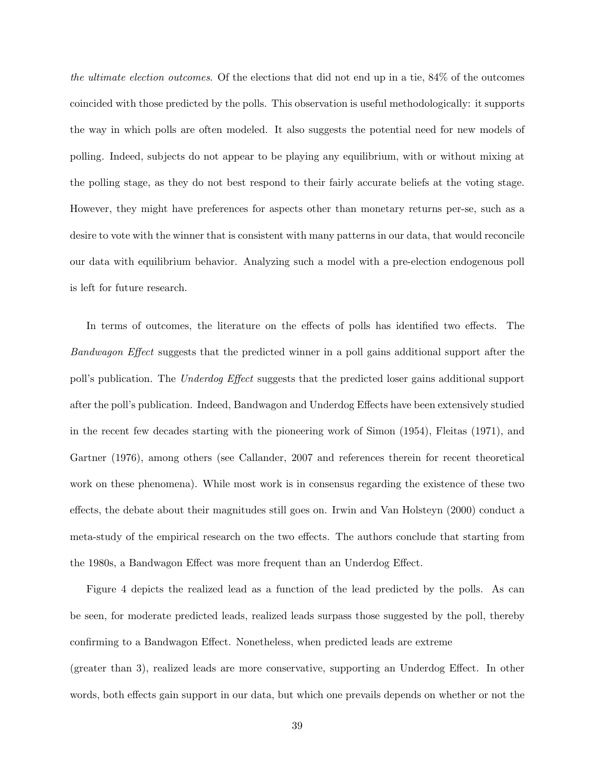*the ultimate election outcomes*. Of the elections that did not end up in a tie, 84% of the outcomes coincided with those predicted by the polls. This observation is useful methodologically: it supports the way in which polls are often modeled. It also suggests the potential need for new models of polling. Indeed, subjects do not appear to be playing any equilibrium, with or without mixing at the polling stage, as they do not best respond to their fairly accurate beliefs at the voting stage. However, they might have preferences for aspects other than monetary returns per-se, such as a desire to vote with the winner that is consistent with many patterns in our data, that would reconcile our data with equilibrium behavior. Analyzing such a model with a pre-election endogenous poll is left for future research.

In terms of outcomes, the literature on the effects of polls has identified two effects. The *Bandwagon Effect* suggests that the predicted winner in a poll gains additional support after the poll's publication. The *Underdog Effect* suggests that the predicted loser gains additional support after the poll's publication. Indeed, Bandwagon and Underdog Effects have been extensively studied in the recent few decades starting with the pioneering work of Simon (1954), Fleitas (1971), and Gartner (1976), among others (see Callander, 2007 and references therein for recent theoretical work on these phenomena). While most work is in consensus regarding the existence of these two effects, the debate about their magnitudes still goes on. Irwin and Van Holsteyn (2000) conduct a meta-study of the empirical research on the two effects. The authors conclude that starting from the 1980s, a Bandwagon Effect was more frequent than an Underdog Effect.

Figure 4 depicts the realized lead as a function of the lead predicted by the polls. As can be seen, for moderate predicted leads, realized leads surpass those suggested by the poll, thereby confirming to a Bandwagon Effect. Nonetheless, when predicted leads are extreme (greater than 3), realized leads are more conservative, supporting an Underdog Effect. In other words, both effects gain support in our data, but which one prevails depends on whether or not the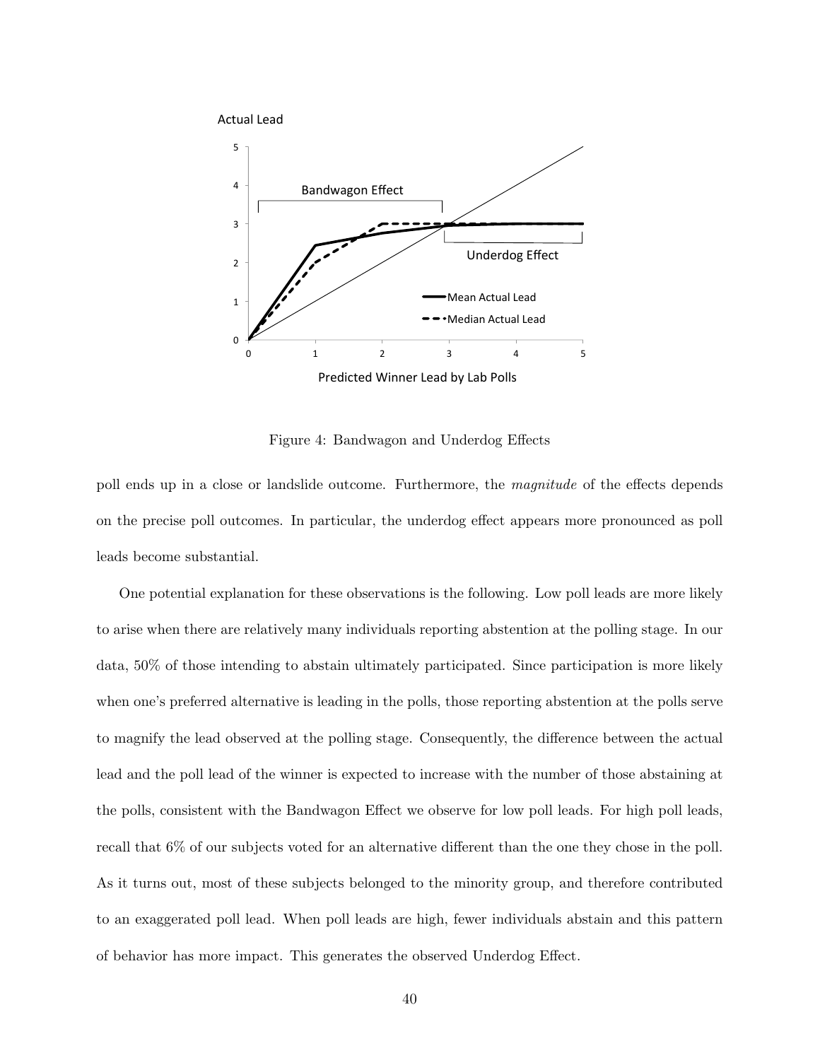Figure 4: Bandwagon and Underdog Effects

poll ends up in a close or landslide outcome. Furthermore, the *magnitude* of the effects depends on the precise poll outcomes. In particular, the underdog effect appears more pronounced as poll leads become substantial.

One potential explanation for these observations is the following. Low poll leads are more likely to arise when there are relatively many individuals reporting abstention at the polling stage. In our data, 50% of those intending to abstain ultimately participated. Since participation is more likely when one's preferred alternative is leading in the polls, those reporting abstention at the polls serve to magnify the lead observed at the polling stage. Consequently, the difference between the actual lead and the poll lead of the winner is expected to increase with the number of those abstaining at the polls, consistent with the Bandwagon Effect we observe for low poll leads. For high poll leads, recall that 6% of our subjects voted for an alternative different than the one they chose in the poll. As it turns out, most of these subjects belonged to the minority group, and therefore contributed to an exaggerated poll lead. When poll leads are high, fewer individuals abstain and this pattern of behavior has more impact. This generates the observed Underdog Effect.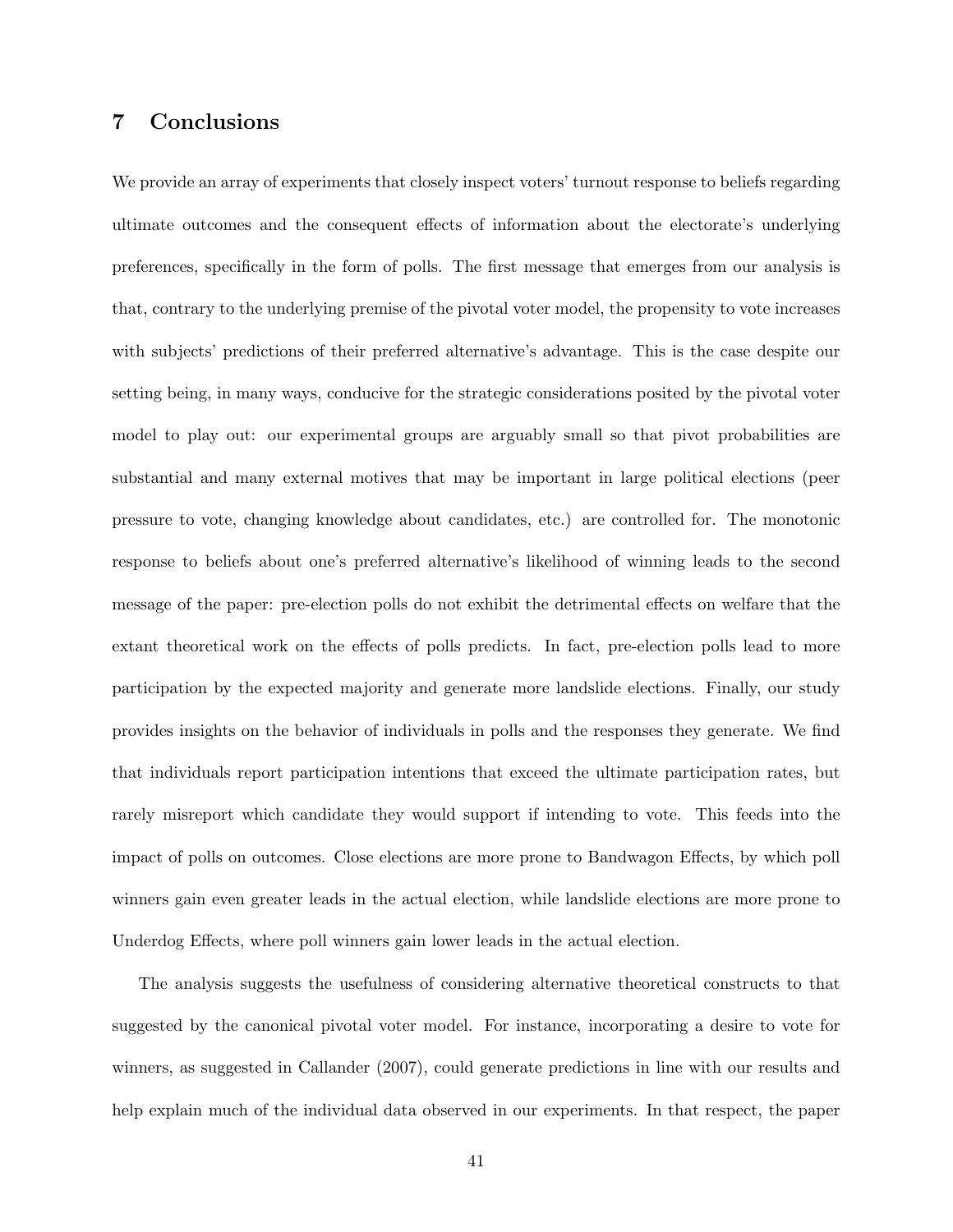## 7 Conclusions

We provide an array of experiments that closely inspect voters' turnout response to beliefs regarding ultimate outcomes and the consequent effects of information about the electorate's underlying preferences, specifically in the form of polls. The first message that emerges from our analysis is that, contrary to the underlying premise of the pivotal voter model, the propensity to vote increases with subjects' predictions of their preferred alternative's advantage. This is the case despite our setting being, in many ways, conducive for the strategic considerations posited by the pivotal voter model to play out: our experimental groups are arguably small so that pivot probabilities are substantial and many external motives that may be important in large political elections (peer pressure to vote, changing knowledge about candidates, etc.) are controlled for. The monotonic response to beliefs about one's preferred alternative's likelihood of winning leads to the second message of the paper: pre-election polls do not exhibit the detrimental effects on welfare that the extant theoretical work on the effects of polls predicts. In fact, pre-election polls lead to more participation by the expected majority and generate more landslide elections. Finally, our study provides insights on the behavior of individuals in polls and the responses they generate. We find that individuals report participation intentions that exceed the ultimate participation rates, but rarely misreport which candidate they would support if intending to vote. This feeds into the impact of polls on outcomes. Close elections are more prone to Bandwagon Effects, by which poll winners gain even greater leads in the actual election, while landslide elections are more prone to Underdog Effects, where poll winners gain lower leads in the actual election.

The analysis suggests the usefulness of considering alternative theoretical constructs to that suggested by the canonical pivotal voter model. For instance, incorporating a desire to vote for winners, as suggested in Callander (2007), could generate predictions in line with our results and help explain much of the individual data observed in our experiments. In that respect, the paper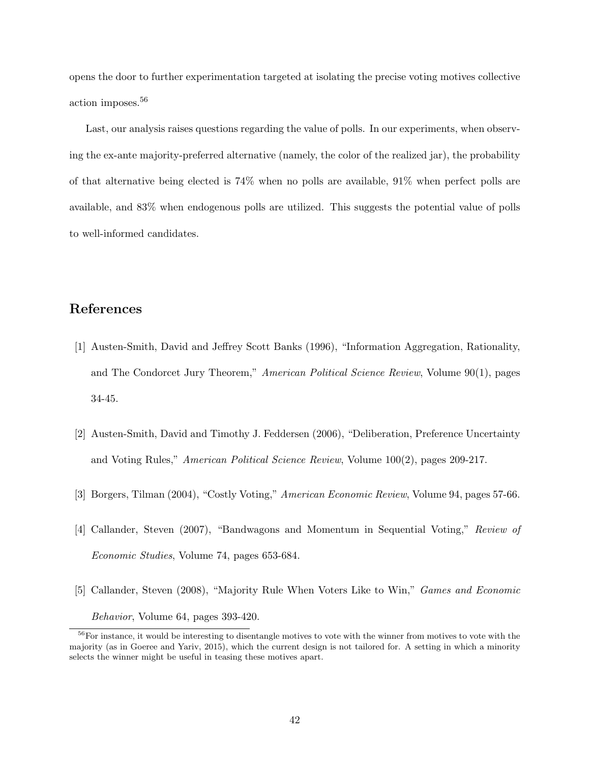opens the door to further experimentation targeted at isolating the precise voting motives collective action imposes.[56]

Last, our analysis raises questions regarding the value of polls. In our experiments, when observing the ex-ante majority-preferred alternative (namely, the color of the realized jar), the probability of that alternative being elected is 74% when no polls are available, 91% when perfect polls are available, and 83% when endogenous polls are utilized. This suggests the potential value of polls to well-informed candidates.

## References

[1] Austen-Smith, David and Jeffrey Scott Banks (1996), "Information Aggregation, Rationality, and The Condorcet Jury Theorem," *American Political Science Review*, Volume 90(1), pages 34-45.

[2] Austen-Smith, David and Timothy J. Feddersen (2006), "Deliberation, Preference Uncertainty and Voting Rules," *American Political Science Review*, Volume 100(2), pages 209-217.

[3] Borgers, Tilman (2004), "Costly Voting," *American Economic Review*, Volume 94, pages 57-66.

[4] Callander, Steven (2007), "Bandwagons and Momentum in Sequential Voting," *Review of Economic Studies*, Volume 74, pages 653-684.

[5] Callander, Steven (2008), "Majority Rule When Voters Like to Win," *Games and Economic Behavior*, Volume 64, pages 393-420.

[56] For instance, it would be interesting to disentangle motives to vote with the winner from motives to vote with the majority (as in Goeree and Yariv, 2015), which the current design is not tailored for. A setting in which a minority selects the winner might be useful in teasing these motives apart.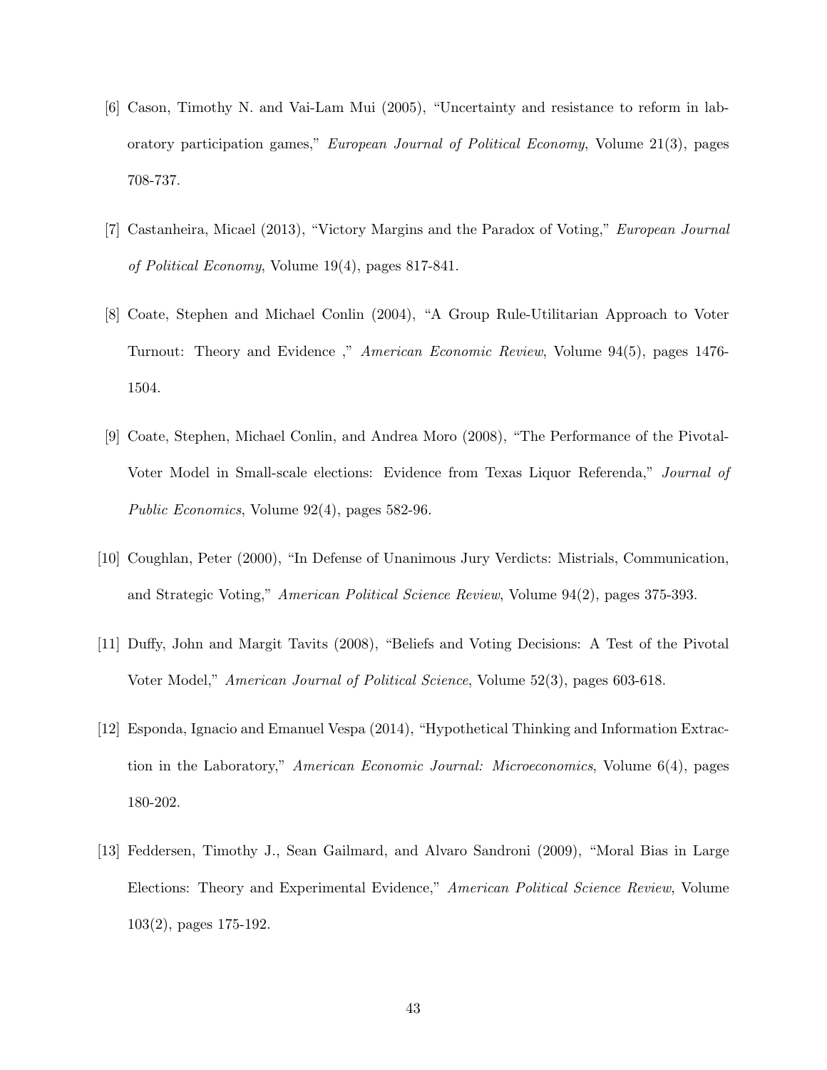[6] Cason, Timothy N. and Vai-Lam Mui (2005), "Uncertainty and resistance to reform in laboratory participation games," *European Journal of Political Economy*, Volume 21(3), pages 708-737.

[7] Castanheira, Micael (2013), "Victory Margins and the Paradox of Voting," *European Journal of Political Economy*, Volume 19(4), pages 817-841.

[8] Coate, Stephen and Michael Conlin (2004), "A Group Rule-Utilitarian Approach to Voter Turnout: Theory and Evidence ," *American Economic Review*, Volume 94(5), pages 1476-1504.

[9] Coate, Stephen, Michael Conlin, and Andrea Moro (2008), "The Performance of the Pivotal-Voter Model in Small-scale elections: Evidence from Texas Liquor Referenda," *Journal of Public Economics*, Volume 92(4), pages 582-96.

[10] Coughlan, Peter (2000), "In Defense of Unanimous Jury Verdicts: Mistrials, Communication, and Strategic Voting," *American Political Science Review*, Volume 94(2), pages 375-393.

[11] Duffy, John and Margit Tavits (2008), "Beliefs and Voting Decisions: A Test of the Pivotal Voter Model," *American Journal of Political Science*, Volume 52(3), pages 603-618.

[12] Esponda, Ignacio and Emanuel Vespa (2014), "Hypothetical Thinking and Information Extraction in the Laboratory," *American Economic Journal: Microeconomics*, Volume 6(4), pages 180-202.

[13] Feddersen, Timothy J., Sean Gailmard, and Alvaro Sandroni (2009), "Moral Bias in Large Elections: Theory and Experimental Evidence," *American Political Science Review*, Volume 103(2), pages 175-192.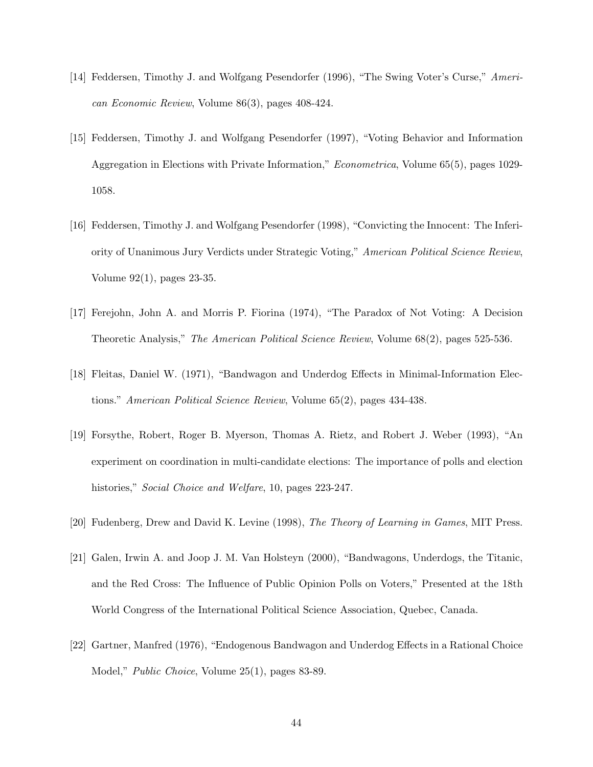[14] Feddersen, Timothy J. and Wolfgang Pesendorfer (1996), "The Swing Voter's Curse," *American Economic Review*, Volume 86(3), pages 408-424.

[15] Feddersen, Timothy J. and Wolfgang Pesendorfer (1997), "Voting Behavior and Information Aggregation in Elections with Private Information," *Econometrica*, Volume 65(5), pages 1029-1058.

[16] Feddersen, Timothy J. and Wolfgang Pesendorfer (1998), "Convicting the Innocent: The Inferiority of Unanimous Jury Verdicts under Strategic Voting," *American Political Science Review*, Volume 92(1), pages 23-35.

[17] Ferejohn, John A. and Morris P. Fiorina (1974), "The Paradox of Not Voting: A Decision Theoretic Analysis," *The American Political Science Review*, Volume 68(2), pages 525-536.

[18] Fleitas, Daniel W. (1971), "Bandwagon and Underdog Effects in Minimal-Information Elections." *American Political Science Review*, Volume 65(2), pages 434-438.

[19] Forsythe, Robert, Roger B. Myerson, Thomas A. Rietz, and Robert J. Weber (1993), "An experiment on coordination in multi-candidate elections: The importance of polls and election histories," *Social Choice and Welfare*, 10, pages 223-247.

[20] Fudenberg, Drew and David K. Levine (1998), *The Theory of Learning in Games*, MIT Press.

[21] Galen, Irwin A. and Joop J. M. Van Holsteyn (2000), "Bandwagons, Underdogs, the Titanic, and the Red Cross: The Influence of Public Opinion Polls on Voters," Presented at the 18th World Congress of the International Political Science Association, Quebec, Canada.

[22] Gartner, Manfred (1976), "Endogenous Bandwagon and Underdog Effects in a Rational Choice Model," *Public Choice*, Volume 25(1), pages 83-89.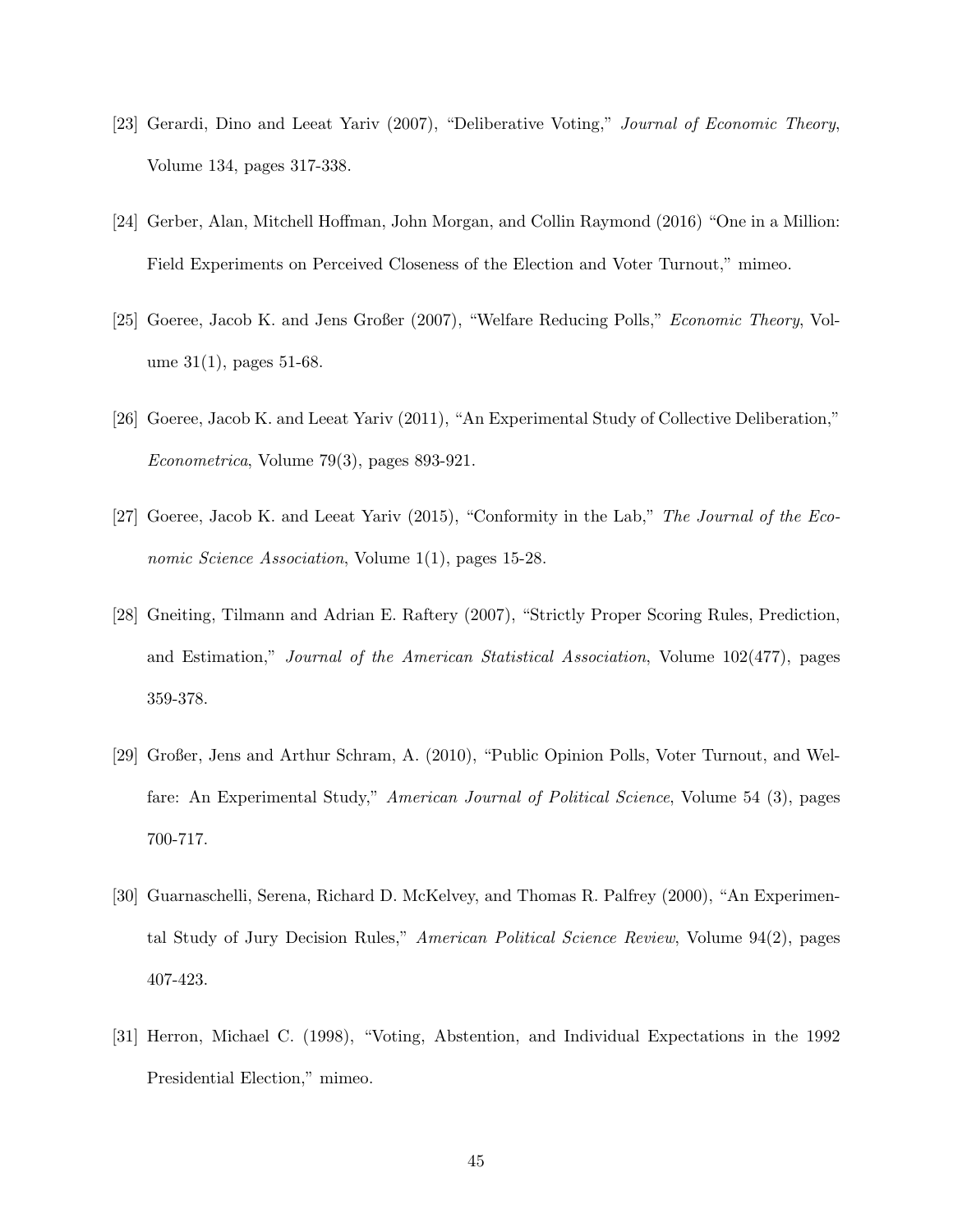[23] Gerardi, Dino and Leeat Yariv (2007), "Deliberative Voting," *Journal of Economic Theory*, Volume 134, pages 317-338.

[24] Gerber, Alan, Mitchell Hoffman, John Morgan, and Collin Raymond (2016) "One in a Million: Field Experiments on Perceived Closeness of the Election and Voter Turnout," mimeo.

[25] Goeree, Jacob K. and Jens Großer (2007), "Welfare Reducing Polls," *Economic Theory*, Volume 31(1), pages 51-68.

[26] Goeree, Jacob K. and Leeat Yariv (2011), "An Experimental Study of Collective Deliberation," *Econometrica*, Volume 79(3), pages 893-921.

[27] Goeree, Jacob K. and Leeat Yariv (2015), "Conformity in the Lab," *The Journal of the Economic Science Association*, Volume 1(1), pages 15-28.

[28] Gneiting, Tilmann and Adrian E. Raftery (2007), "Strictly Proper Scoring Rules, Prediction, and Estimation," *Journal of the American Statistical Association*, Volume 102(477), pages 359-378.

[29] Großer, Jens and Arthur Schram, A. (2010), "Public Opinion Polls, Voter Turnout, and Welfare: An Experimental Study," *American Journal of Political Science*, Volume 54 (3), pages 700-717.

[30] Guarnaschelli, Serena, Richard D. McKelvey, and Thomas R. Palfrey (2000), "An Experimental Study of Jury Decision Rules," *American Political Science Review*, Volume 94(2), pages 407-423.

[31] Herron, Michael C. (1998), "Voting, Abstention, and Individual Expectations in the 1992 Presidential Election," mimeo.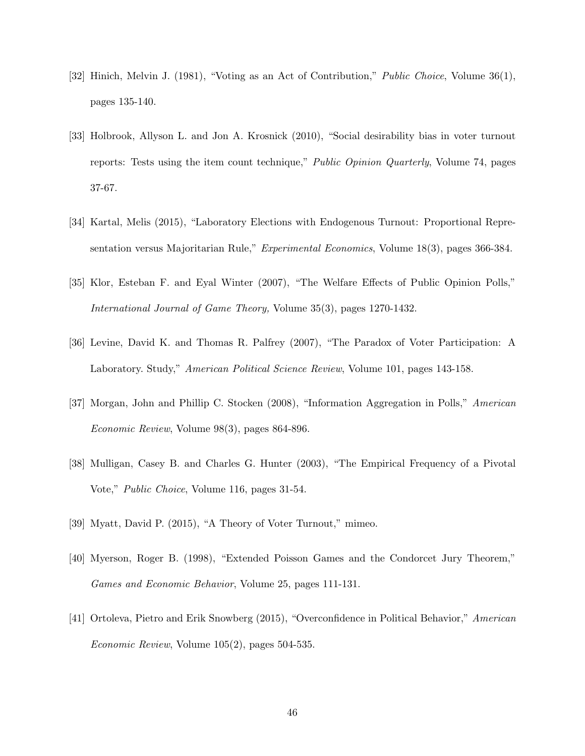[32] Hinich, Melvin J. (1981), "Voting as an Act of Contribution," *Public Choice*, Volume 36(1), pages 135-140.

[33] Holbrook, Allyson L. and Jon A. Krosnick (2010), "Social desirability bias in voter turnout reports: Tests using the item count technique," *Public Opinion Quarterly*, Volume 74, pages 37-67.

[34] Kartal, Melis (2015), "Laboratory Elections with Endogenous Turnout: Proportional Representation versus Majoritarian Rule," *Experimental Economics*, Volume 18(3), pages 366-384.

[35] Klor, Esteban F. and Eyal Winter (2007), "The Welfare Effects of Public Opinion Polls," *International Journal of Game Theory,* Volume 35(3), pages 1270-1432.

[36] Levine, David K. and Thomas R. Palfrey (2007), "The Paradox of Voter Participation: A Laboratory. Study," *American Political Science Review*, Volume 101, pages 143-158.

[37] Morgan, John and Phillip C. Stocken (2008), "Information Aggregation in Polls," *American Economic Review*, Volume 98(3), pages 864-896.

[38] Mulligan, Casey B. and Charles G. Hunter (2003), "The Empirical Frequency of a Pivotal Vote," *Public Choice*, Volume 116, pages 31-54.

[39] Myatt, David P. (2015), "A Theory of Voter Turnout," mimeo.

[40] Myerson, Roger B. (1998), "Extended Poisson Games and the Condorcet Jury Theorem," *Games and Economic Behavior*, Volume 25, pages 111-131.

[41] Ortoleva, Pietro and Erik Snowberg (2015), "Overconfidence in Political Behavior," *American Economic Review*, Volume 105(2), pages 504-535.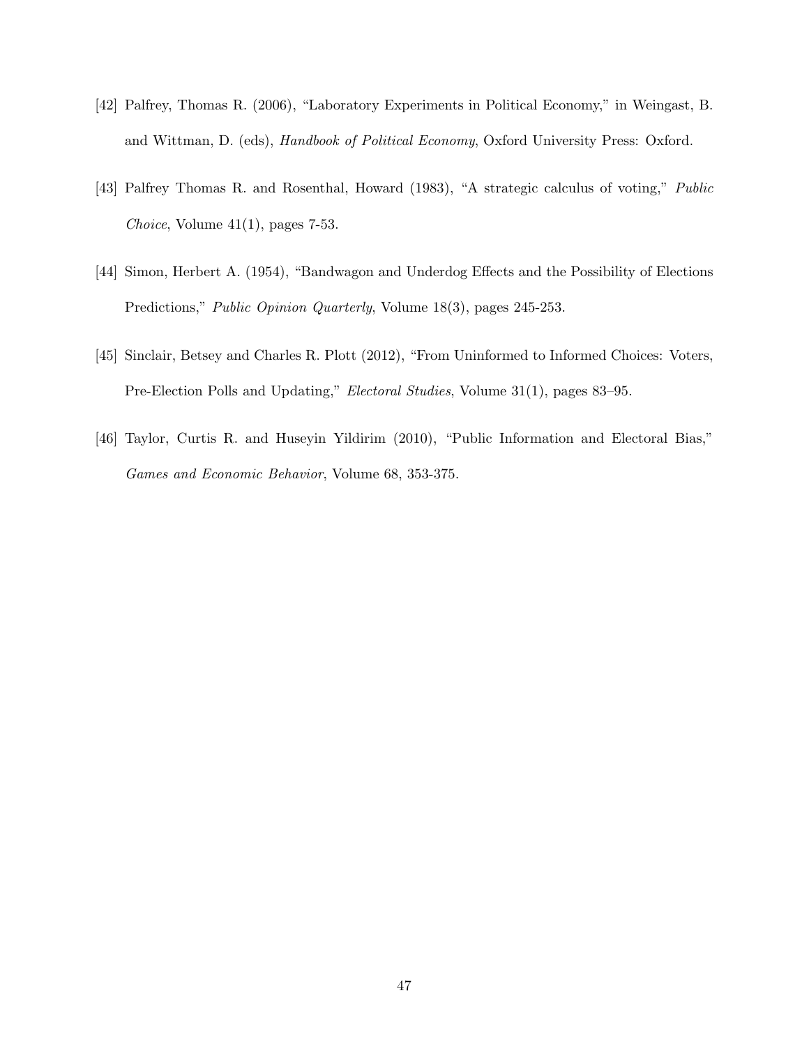[42] Palfrey, Thomas R. (2006), "Laboratory Experiments in Political Economy," in Weingast, B. and Wittman, D. (eds), *Handbook of Political Economy*, Oxford University Press: Oxford.

[43] Palfrey Thomas R. and Rosenthal, Howard (1983), "A strategic calculus of voting," *Public Choice*, Volume 41(1), pages 7-53.

[44] Simon, Herbert A. (1954), "Bandwagon and Underdog Effects and the Possibility of Elections Predictions," *Public Opinion Quarterly*, Volume 18(3), pages 245-253.

[45] Sinclair, Betsey and Charles R. Plott (2012), "From Uninformed to Informed Choices: Voters, Pre-Election Polls and Updating," *Electoral Studies*, Volume 31(1), pages 83–95.

[46] Taylor, Curtis R. and Huseyin Yildirim (2010), "Public Information and Electoral Bias," *Games and Economic Behavior*, Volume 68, 353-375.